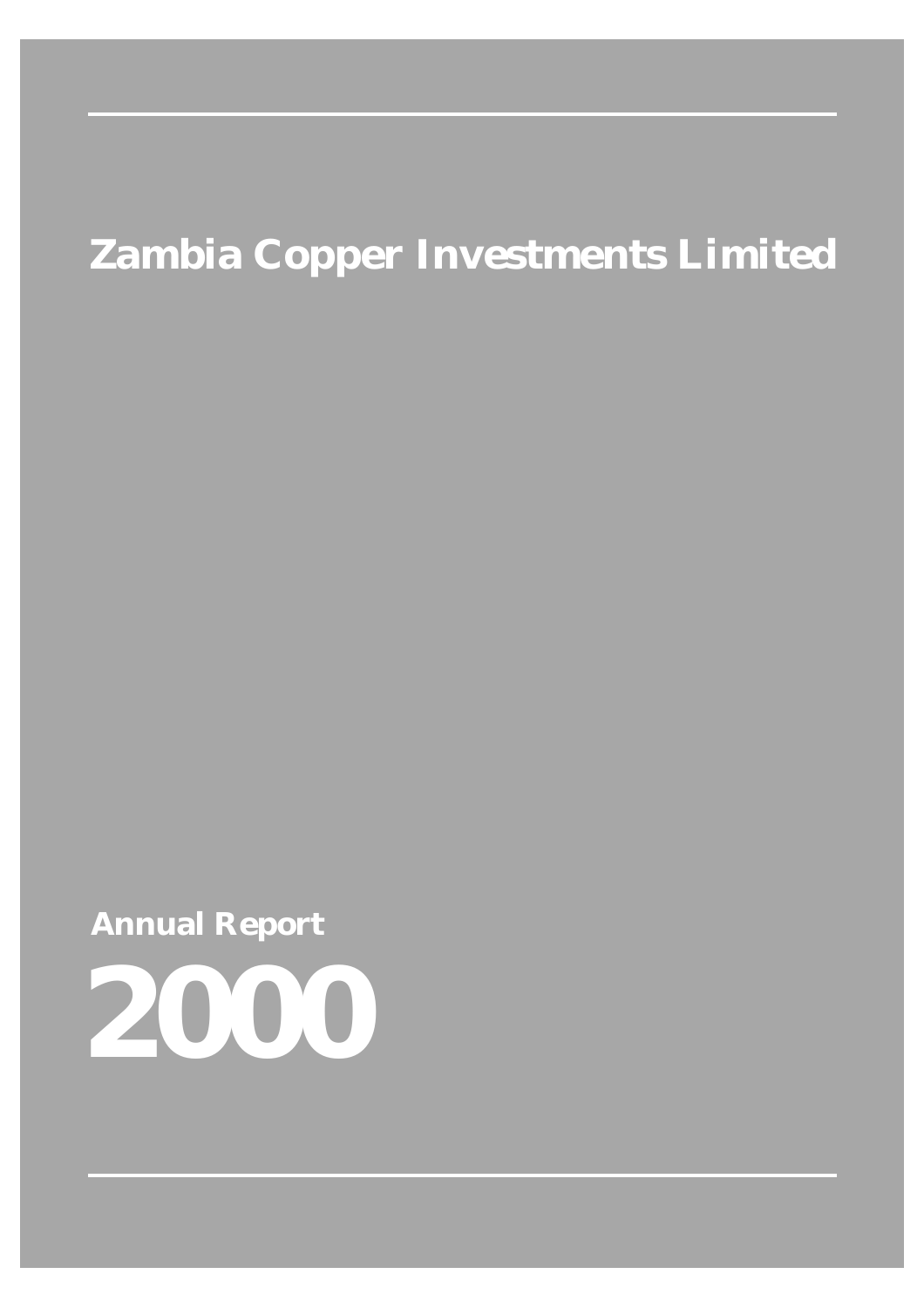# Zambia Copper Investments Limited

## Annual Report

# 2000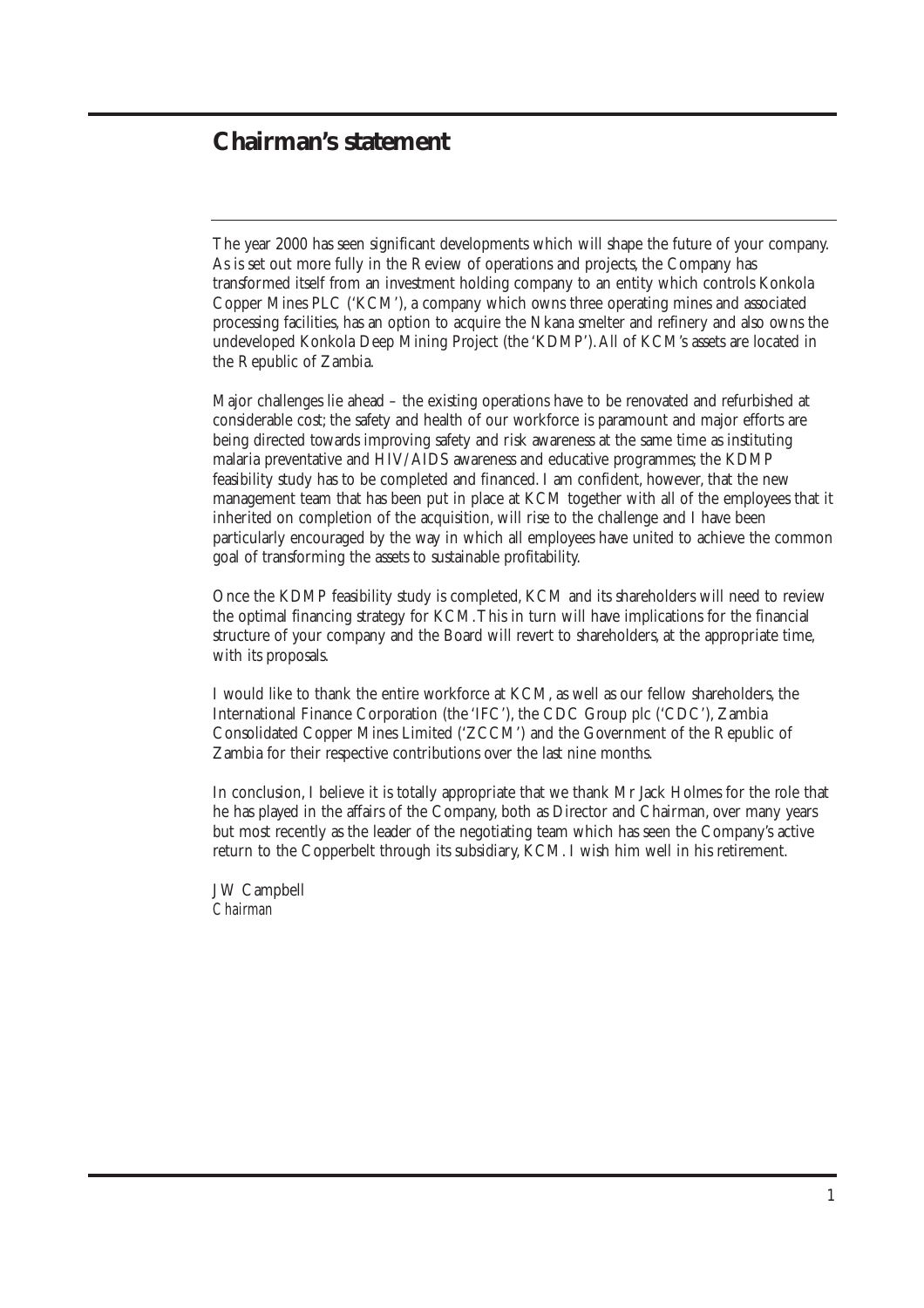# Chairman's statement

The year 2000 has seen significant developments which will shape the future of your company. As is set out more fully in the Review of operations and projects, the Company has transformed itself from an investment holding company to an entity which controls Konkola Copper Mines PLC ('KCM'), a company which owns three operating mines and associated processing facilities, has an option to acquire the Nkana smelter and refinery and also owns the undeveloped Konkola Deep Mining Project (the 'KDMP'). All of KCM's assets are located in the Republic of Zambia.

Major challenges lie ahead – the existing operations have to be renovated and refurbished at considerable cost; the safety and health of our workforce is paramount and major efforts are being directed towards improving safety and risk awareness at the same time as instituting malaria preventative and HIV/AIDS awareness and educative programmes; the KDMP feasibility study has to be completed and financed. I am confident, however, that the new management team that has been put in place at KCM together with all of the employees that it inherited on completion of the acquisition, will rise to the challenge and I have been particularly encouraged by the way in which all employees have united to achieve the common goal of transforming the assets to sustainable profitability.

Once the KDMP feasibility study is completed, KCM and its shareholders will need to review the optimal financing strategy for KCM. This in turn will have implications for the financial structure of your company and the Board will revert to shareholders, at the appropriate time, with its proposals.

I would like to thank the entire workforce at KCM, as well as our fellow shareholders, the International Finance Corporation (the 'IFC'), the CDC Group plc ('CDC'), Zambia Consolidated Copper Mines Limited ('ZCCM') and the Government of the Republic of Zambia for their respective contributions over the last nine months.

In conclusion, I believe it is totally appropriate that we thank Mr Jack Holmes for the role that he has played in the affairs of the Company, both as Director and Chairman, over many years but most recently as the leader of the negotiating team which has seen the Company's active return to the Copperbelt through its subsidiary, KCM. I wish him well in his retirement.

JW Campbell
*Chairman*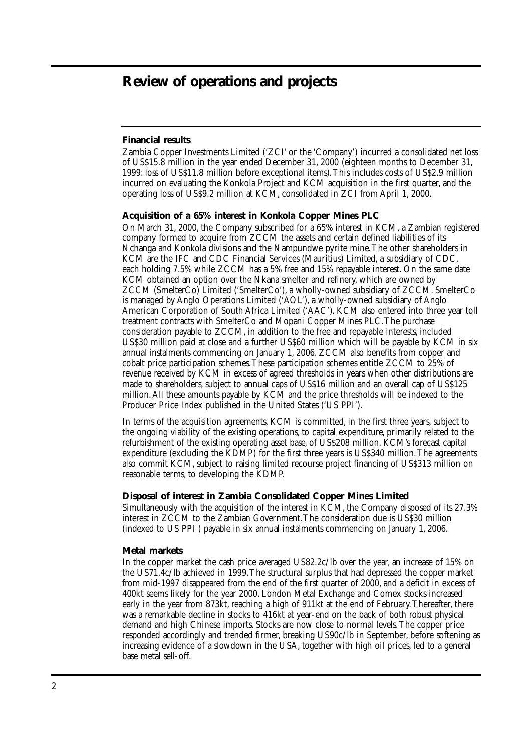# Review of operations and projects

### Financial results

Zambia Copper Investments Limited ('ZCI' or the 'Company') incurred a consolidated net loss of US$15.8 million in the year ended December 31, 2000 (eighteen months to December 31, 1999: loss of US$11.8 million before exceptional items). This includes costs of US$2.9 million incurred on evaluating the Konkola Project and KCM acquisition in the first quarter, and the operating loss of US$9.2 million at KCM, consolidated in ZCI from April 1, 2000.

### Acquisition of a 65% interest in Konkola Copper Mines PLC

On March 31, 2000, the Company subscribed for a 65% interest in KCM, a Zambian registered company formed to acquire from ZCCM the assets and certain defined liabilities of its Nchanga and Konkola divisions and the Nampundwe pyrite mine. The other shareholders in KCM are the IFC and CDC Financial Services (Mauritius) Limited, a subsidiary of CDC, each holding 7.5% while ZCCM has a 5% free and 15% repayable interest. On the same date KCM obtained an option over the Nkana smelter and refinery, which are owned by ZCCM (SmelterCo) Limited ('SmelterCo'), a wholly-owned subsidiary of ZCCM. SmelterCo is managed by Anglo Operations Limited ('AOL'), a wholly-owned subsidiary of Anglo American Corporation of South Africa Limited ('AAC'). KCM also entered into three year toll treatment contracts with SmelterCo and Mopani Copper Mines PLC. The purchase consideration payable to ZCCM, in addition to the free and repayable interests, included US$30 million paid at close and a further US$60 million which will be payable by KCM in six annual instalments commencing on January 1, 2006. ZCCM also benefits from copper and cobalt price participation schemes. These participation schemes entitle ZCCM to 25% of revenue received by KCM in excess of agreed thresholds in years when other distributions are made to shareholders, subject to annual caps of US$16 million and an overall cap of US$125 million. All these amounts payable by KCM and the price thresholds will be indexed to the Producer Price Index published in the United States ('US PPI').

In terms of the acquisition agreements, KCM is committed, in the first three years, subject to the ongoing viability of the existing operations, to capital expenditure, primarily related to the refurbishment of the existing operating asset base, of US$208 million. KCM's forecast capital expenditure (excluding the KDMP) for the first three years is US$340 million. The agreements also commit KCM, subject to raising limited recourse project financing of US$313 million on reasonable terms, to developing the KDMP.

### Disposal of interest in Zambia Consolidated Copper Mines Limited

Simultaneously with the acquisition of the interest in KCM, the Company disposed of its 27.3% interest in ZCCM to the Zambian Government. The consideration due is US$30 million (indexed to US PPI ) payable in six annual instalments commencing on January 1, 2006.

### Metal markets

In the copper market the cash price averaged US82.2c/lb over the year, an increase of 15% on the US71.4c/lb achieved in 1999. The structural surplus that had depressed the copper market from mid-1997 disappeared from the end of the first quarter of 2000, and a deficit in excess of 400kt seems likely for the year 2000. London Metal Exchange and Comex stocks increased early in the year from 873kt, reaching a high of 911kt at the end of February. Thereafter, there was a remarkable decline in stocks to 416kt at year-end on the back of both robust physical demand and high Chinese imports. Stocks are now close to normal levels. The copper price responded accordingly and trended firmer, breaking US90c/lb in September, before softening as increasing evidence of a slowdown in the USA, together with high oil prices, led to a general base metal sell-off.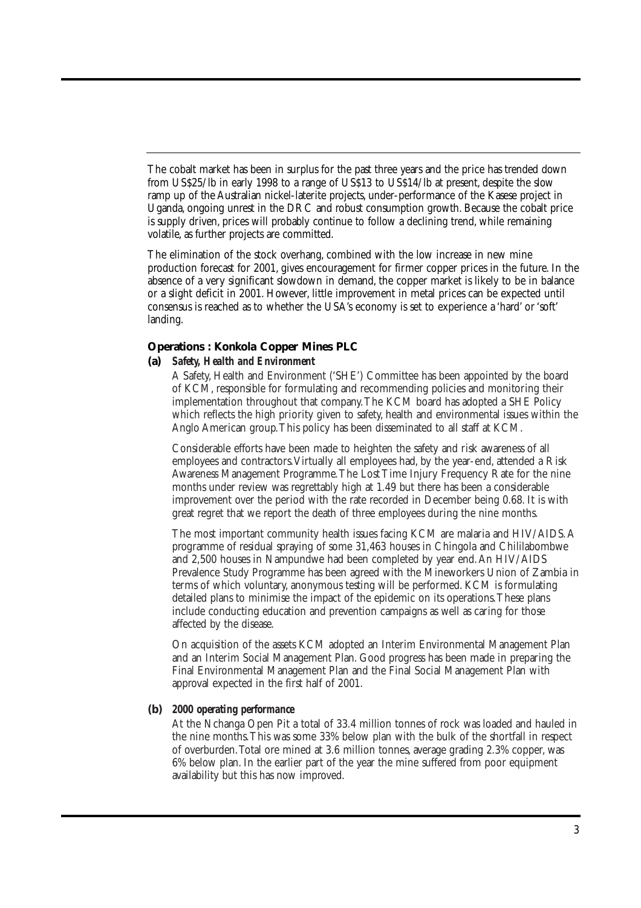The cobalt market has been in surplus for the past three years and the price has trended down from US$25/lb in early 1998 to a range of US$13 to US$14/lb at present, despite the slow ramp up of the Australian nickel-laterite projects, under-performance of the Kasese project in Uganda, ongoing unrest in the DRC and robust consumption growth. Because the cobalt price is supply driven, prices will probably continue to follow a declining trend, while remaining volatile, as further projects are committed.

The elimination of the stock overhang, combined with the low increase in new mine production forecast for 2001, gives encouragement for firmer copper prices in the future. In the absence of a very significant slowdown in demand, the copper market is likely to be in balance or a slight deficit in 2001. However, little improvement in metal prices can be expected until consensus is reached as to whether the USA's economy is set to experience a 'hard' or 'soft' landing.

### Operations : Konkola Copper Mines PLC

**(a)** ***Safety, Health and Environment***

A Safety, Health and Environment ('SHE') Committee has been appointed by the board of KCM, responsible for formulating and recommending policies and monitoring their implementation throughout that company. The KCM board has adopted a SHE Policy which reflects the high priority given to safety, health and environmental issues within the Anglo American group. This policy has been disseminated to all staff at KCM.

Considerable efforts have been made to heighten the safety and risk awareness of all employees and contractors. Virtually all employees had, by the year-end, attended a Risk Awareness Management Programme. The Lost Time Injury Frequency Rate for the nine months under review was regrettably high at 1.49 but there has been a considerable improvement over the period with the rate recorded in December being 0.68. It is with great regret that we report the death of three employees during the nine months.

The most important community health issues facing KCM are malaria and HIV/AIDS. A programme of residual spraying of some 31,463 houses in Chingola and Chililabombwe and 2,500 houses in Nampundwe had been completed by year end. An HIV/AIDS Prevalence Study Programme has been agreed with the Mineworkers Union of Zambia in terms of which voluntary, anonymous testing will be performed. KCM is formulating detailed plans to minimise the impact of the epidemic on its operations. These plans include conducting education and prevention campaigns as well as caring for those affected by the disease.

On acquisition of the assets KCM adopted an Interim Environmental Management Plan and an Interim Social Management Plan. Good progress has been made in preparing the Final Environmental Management Plan and the Final Social Management Plan with approval expected in the first half of 2001.

**(b)** ***2000 operating performance***

At the Nchanga Open Pit a total of 33.4 million tonnes of rock was loaded and hauled in the nine months. This was some 33% below plan with the bulk of the shortfall in respect of overburden. Total ore mined at 3.6 million tonnes, average grading 2.3% copper, was 6% below plan. In the earlier part of the year the mine suffered from poor equipment availability but this has now improved.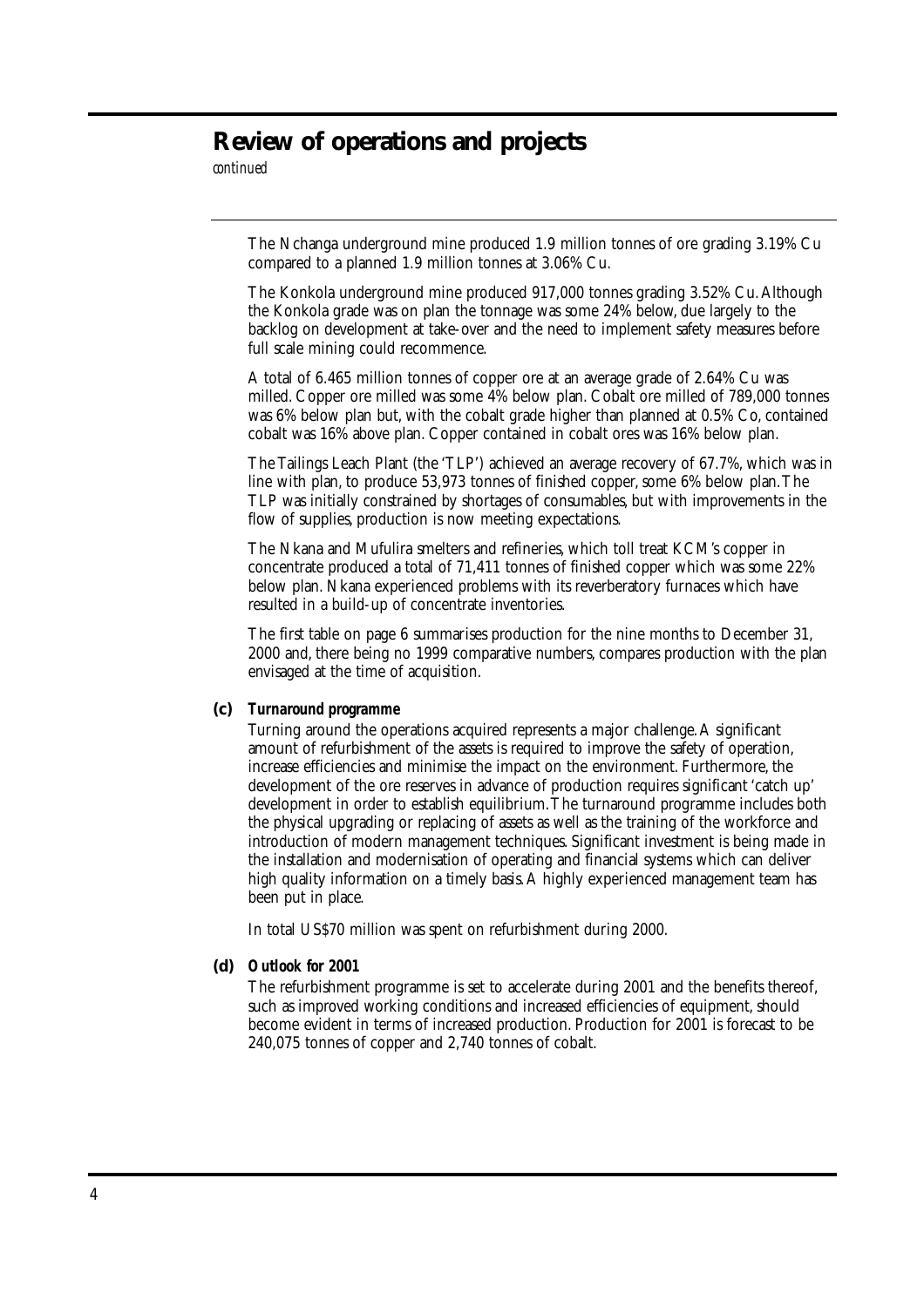# Review of operations and projects

*continued*

The Nchanga underground mine produced 1.9 million tonnes of ore grading 3.19% Cu compared to a planned 1.9 million tonnes at 3.06% Cu.

The Konkola underground mine produced 917,000 tonnes grading 3.52% Cu. Although the Konkola grade was on plan the tonnage was some 24% below, due largely to the backlog on development at take-over and the need to implement safety measures before full scale mining could recommence.

A total of 6.465 million tonnes of copper ore at an average grade of 2.64% Cu was milled. Copper ore milled was some 4% below plan. Cobalt ore milled of 789,000 tonnes was 6% below plan but, with the cobalt grade higher than planned at 0.5% Co, contained cobalt was 16% above plan. Copper contained in cobalt ores was 16% below plan.

The Tailings Leach Plant (the 'TLP') achieved an average recovery of 67.7%, which was in line with plan, to produce 53,973 tonnes of finished copper, some 6% below plan. The TLP was initially constrained by shortages of consumables, but with improvements in the flow of supplies, production is now meeting expectations.

The Nkana and Mufulira smelters and refineries, which toll treat KCM's copper in concentrate produced a total of 71,411 tonnes of finished copper which was some 22% below plan. Nkana experienced problems with its reverberatory furnaces which have resulted in a build-up of concentrate inventories.

The first table on page 6 summarises production for the nine months to December 31, 2000 and, there being no 1999 comparative numbers, compares production with the plan envisaged at the time of acquisition.

**(c) *Turnaround programme***

Turning around the operations acquired represents a major challenge. A significant amount of refurbishment of the assets is required to improve the safety of operation, increase efficiencies and minimise the impact on the environment. Furthermore, the development of the ore reserves in advance of production requires significant 'catch up' development in order to establish equilibrium. The turnaround programme includes both the physical upgrading or replacing of assets as well as the training of the workforce and introduction of modern management techniques. Significant investment is being made in the installation and modernisation of operating and financial systems which can deliver high quality information on a timely basis. A highly experienced management team has been put in place.

In total US$70 million was spent on refurbishment during 2000.

**(d) *Outlook for 2001***

The refurbishment programme is set to accelerate during 2001 and the benefits thereof, such as improved working conditions and increased efficiencies of equipment, should become evident in terms of increased production. Production for 2001 is forecast to be 240,075 tonnes of copper and 2,740 tonnes of cobalt.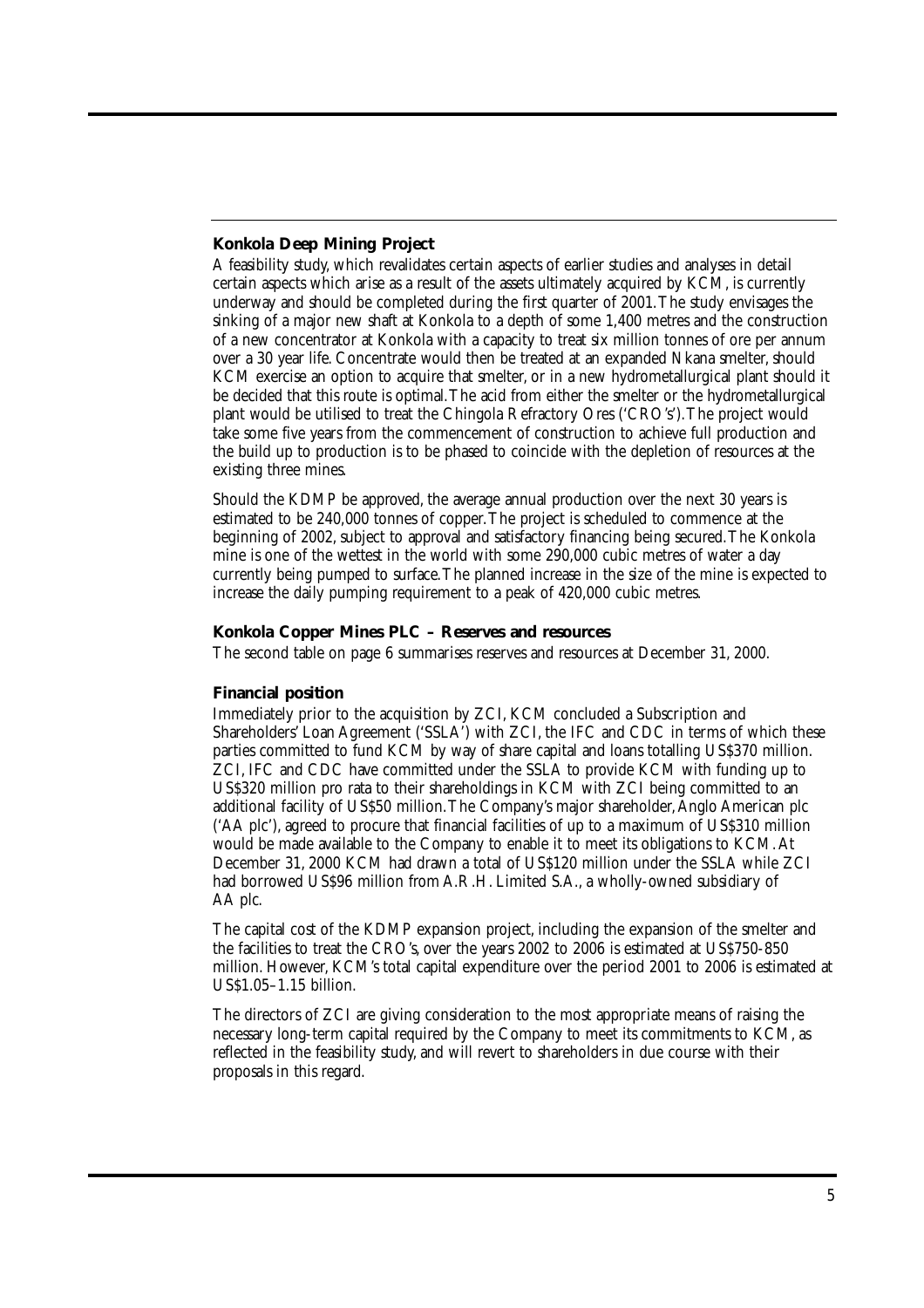### Konkola Deep Mining Project

A feasibility study, which revalidates certain aspects of earlier studies and analyses in detail certain aspects which arise as a result of the assets ultimately acquired by KCM, is currently underway and should be completed during the first quarter of 2001. The study envisages the sinking of a major new shaft at Konkola to a depth of some 1,400 metres and the construction of a new concentrator at Konkola with a capacity to treat six million tonnes of ore per annum over a 30 year life. Concentrate would then be treated at an expanded Nkana smelter, should KCM exercise an option to acquire that smelter, or in a new hydrometallurgical plant should it be decided that this route is optimal. The acid from either the smelter or the hydrometallurgical plant would be utilised to treat the Chingola Refractory Ores ('CRO's'). The project would take some five years from the commencement of construction to achieve full production and the build up to production is to be phased to coincide with the depletion of resources at the existing three mines.

Should the KDMP be approved, the average annual production over the next 30 years is estimated to be 240,000 tonnes of copper. The project is scheduled to commence at the beginning of 2002, subject to approval and satisfactory financing being secured. The Konkola mine is one of the wettest in the world with some 290,000 cubic metres of water a day currently being pumped to surface. The planned increase in the size of the mine is expected to increase the daily pumping requirement to a peak of 420,000 cubic metres.

### Konkola Copper Mines PLC – Reserves and resources

The second table on page 6 summarises reserves and resources at December 31, 2000.

### Financial position

Immediately prior to the acquisition by ZCI, KCM concluded a Subscription and Shareholders' Loan Agreement ('SSLA') with ZCI, the IFC and CDC in terms of which these parties committed to fund KCM by way of share capital and loans totalling US$370 million. ZCI, IFC and CDC have committed under the SSLA to provide KCM with funding up to US$320 million pro rata to their shareholdings in KCM with ZCI being committed to an additional facility of US$50 million. The Company's major shareholder, Anglo American plc ('AA plc'), agreed to procure that financial facilities of up to a maximum of US$310 million would be made available to the Company to enable it to meet its obligations to KCM. At December 31, 2000 KCM had drawn a total of US$120 million under the SSLA while ZCI had borrowed US$96 million from A.R.H. Limited S.A., a wholly-owned subsidiary of AA plc.

The capital cost of the KDMP expansion project, including the expansion of the smelter and the facilities to treat the CRO's, over the years 2002 to 2006 is estimated at US$750-850 million. However, KCM's total capital expenditure over the period 2001 to 2006 is estimated at US$1.05–1.15 billion.

The directors of ZCI are giving consideration to the most appropriate means of raising the necessary long-term capital required by the Company to meet its commitments to KCM, as reflected in the feasibility study, and will revert to shareholders in due course with their proposals in this regard.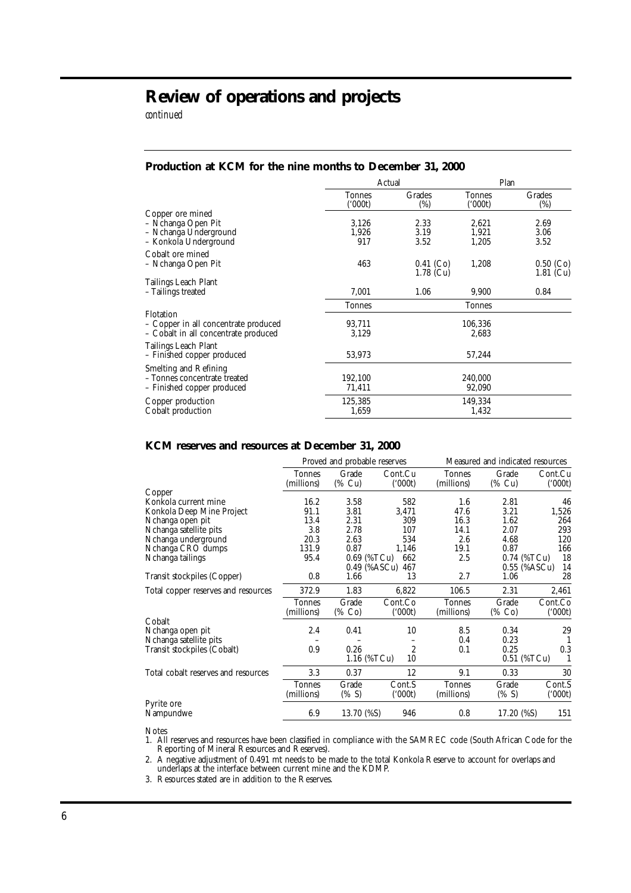# Review of operations and projects

*continued*

## Production at KCM for the nine months to December 31, 2000

| | Actual | | Plan | |
|---|---|---|---|---|
| | Tonnes ('000t) | Grades (%) | Tonnes ('000t) | Grades (%) |
| Copper ore mined | | | | |
| – Nchanga Open Pit | 3,126 | 2.33 | 2,621 | 2.69 |
| – Nchanga Underground | 1,926 | 3.19 | 1,921 | 3.06 |
| – Konkola Underground | 917 | 3.52 | 1,205 | 3.52 |
| Cobalt ore mined | | | | |
| – Nchanga Open Pit | 463 | 0.41 (Co) 1.78 (Cu) | 1,208 | 0.50 (Co) 1.81 (Cu) |
| Tailings Leach Plant | | | | |
| – Tailings treated | 7,001 | 1.06 | 9,900 | 0.84 |
| | Tonnes | | Tonnes | |
| Flotation | | | | |
| – Copper in all concentrate produced | 93,711 | | 106,336 | |
| – Cobalt in all concentrate produced | 3,129 | | 2,683 | |
| Tailings Leach Plant | | | | |
| – Finished copper produced | 53,973 | | 57,244 | |
| Smelting and Refining | | | | |
| – Tonnes concentrate treated | 192,100 | | 240,000 | |
| – Finished copper produced | 71,411 | | 92,090 | |
| Copper production | 125,385 | | 149,334 | |
| Cobalt production | 1,659 | | 1,432 | |

## KCM reserves and resources at December 31, 2000

| | Proved and probable reserves | | | Measured and indicated resources | | |
|---|---|---|---|---|---|---|
| | Tonnes (millions) | Grade (% Cu) | Cont.Cu ('000t) | Tonnes (millions) | Grade (% Cu) | Cont.Cu ('000t) |
| Copper | | | | | | |
| Konkola current mine | 16.2 | 3.58 | 582 | 1.6 | 2.81 | 46 |
| Konkola Deep Mine Project | 91.1 | 3.81 | 3,471 | 47.6 | 3.21 | 1,526 |
| Nchanga open pit | 13.4 | 2.31 | 309 | 16.3 | 1.62 | 264 |
| Nchanga satellite pits | 3.8 | 2.78 | 107 | 14.1 | 2.07 | 293 |
| Nchanga underground | 20.3 | 2.63 | 534 | 2.6 | 4.68 | 120 |
| Nchanga CRO dumps | 131.9 | 0.87 | 1,146 | 19.1 | 0.87 | 166 |
| Nchanga tailings | 95.4 | 0.69 (%TCu) 0.49 (%ASCu) | 662 467 | 2.5 | 0.74 (%TCu) 0.55 (%ASCu) | 18 14 |
| Transit stockpiles (Copper) | 0.8 | 1.66 | 13 | 2.7 | 1.06 | 28 |
| Total copper reserves and resources | 372.9 | 1.83 | 6,822 | 106.5 | 2.31 | 2,461 |
| | Tonnes (millions) | Grade (% Co) | Cont.Co ('000t) | Tonnes (millions) | Grade (% Co) | Cont.Co ('000t) |
| Cobalt | | | | | | |
| Nchanga open pit | 2.4 | 0.41 | 10 | 8.5 | 0.34 | 29 |
| Nchanga satellite pits | – | – | – | 0.4 | 0.23 | 1 |
| Transit stockpiles (Cobalt) | 0.9 | 0.26 1.16 (%TCu) | 2 10 | 0.1 | 0.25 0.51 (%TCu) | 0.3 1 |
| Total cobalt reserves and resources | 3.3 | 0.37 | 12 | 9.1 | 0.33 | 30 |
| | Tonnes (millions) | Grade (% S) | Cont.S ('000t) | Tonnes (millions) | Grade (% S) | Cont.S ('000t) |
| Pyrite ore | | | | | | |
| Nampundwe | 6.9 | 13.70 (%S) | 946 | 0.8 | 17.20 (%S) | 151 |

Notes

1. All reserves and resources have been classified in compliance with the SAMREC code (South African Code for the Reporting of Mineral Resources and Reserves).
2. A negative adjustment of 0.491 mt needs to be made to the total Konkola Reserve to account for overlaps and underlaps at the interface between current mine and the KDMP.
3. Resources stated are in addition to the Reserves.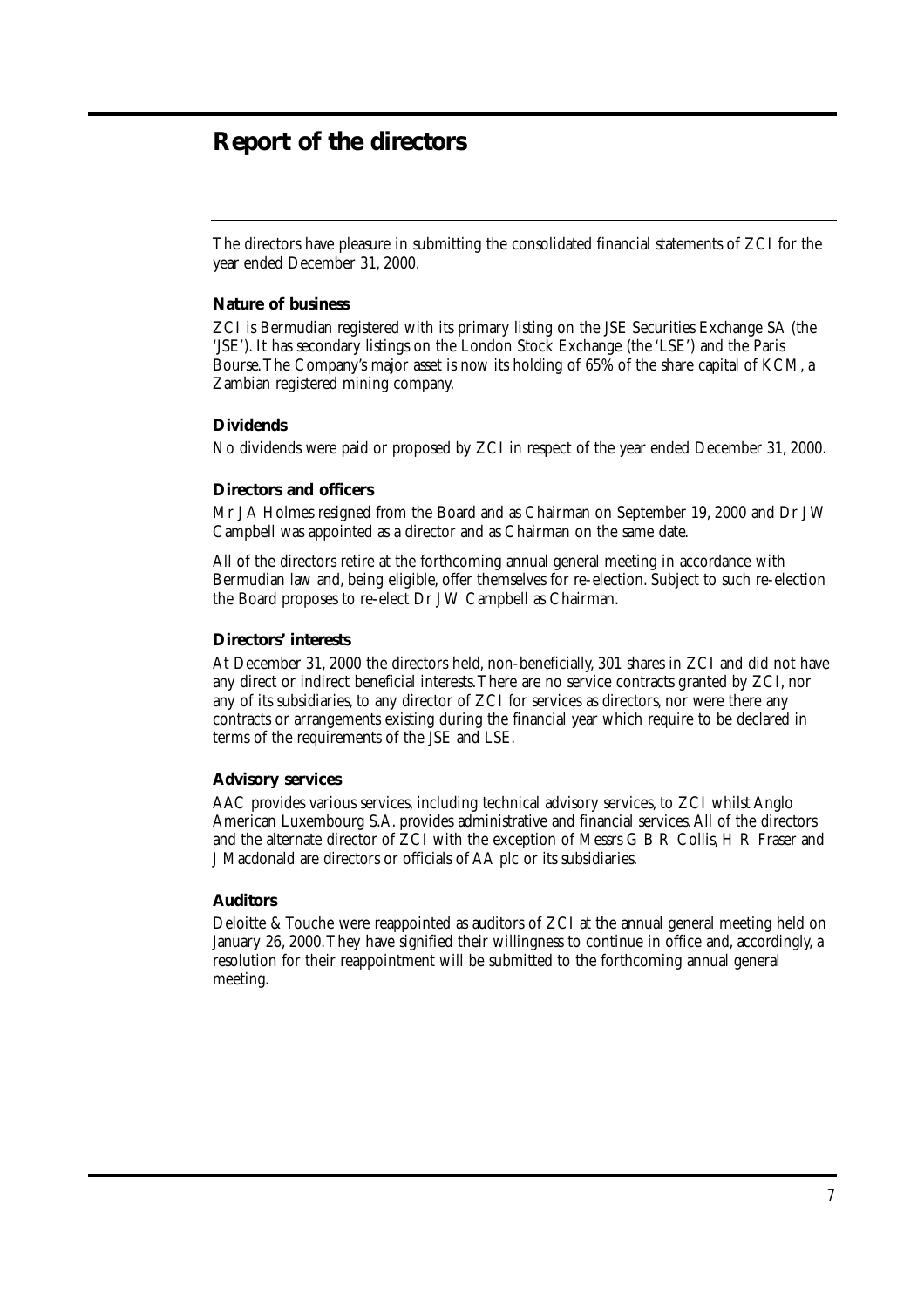# Report of the directors

The directors have pleasure in submitting the consolidated financial statements of ZCI for the year ended December 31, 2000.

### Nature of business

ZCI is Bermudian registered with its primary listing on the JSE Securities Exchange SA (the 'JSE'). It has secondary listings on the London Stock Exchange (the 'LSE') and the Paris Bourse. The Company's major asset is now its holding of 65% of the share capital of KCM, a Zambian registered mining company.

### Dividends

No dividends were paid or proposed by ZCI in respect of the year ended December 31, 2000.

### Directors and officers

Mr JA Holmes resigned from the Board and as Chairman on September 19, 2000 and Dr JW Campbell was appointed as a director and as Chairman on the same date.

All of the directors retire at the forthcoming annual general meeting in accordance with Bermudian law and, being eligible, offer themselves for re-election. Subject to such re-election the Board proposes to re-elect Dr JW Campbell as Chairman.

### Directors' interests

At December 31, 2000 the directors held, non-beneficially, 301 shares in ZCI and did not have any direct or indirect beneficial interests. There are no service contracts granted by ZCI, nor any of its subsidiaries, to any director of ZCI for services as directors, nor were there any contracts or arrangements existing during the financial year which require to be declared in terms of the requirements of the JSE and LSE.

### Advisory services

AAC provides various services, including technical advisory services, to ZCI whilst Anglo American Luxembourg S.A. provides administrative and financial services. All of the directors and the alternate director of ZCI with the exception of Messrs G B R Collis, H R Fraser and J Macdonald are directors or officials of AA plc or its subsidiaries.

### Auditors

Deloitte & Touche were reappointed as auditors of ZCI at the annual general meeting held on January 26, 2000. They have signified their willingness to continue in office and, accordingly, a resolution for their reappointment will be submitted to the forthcoming annual general meeting.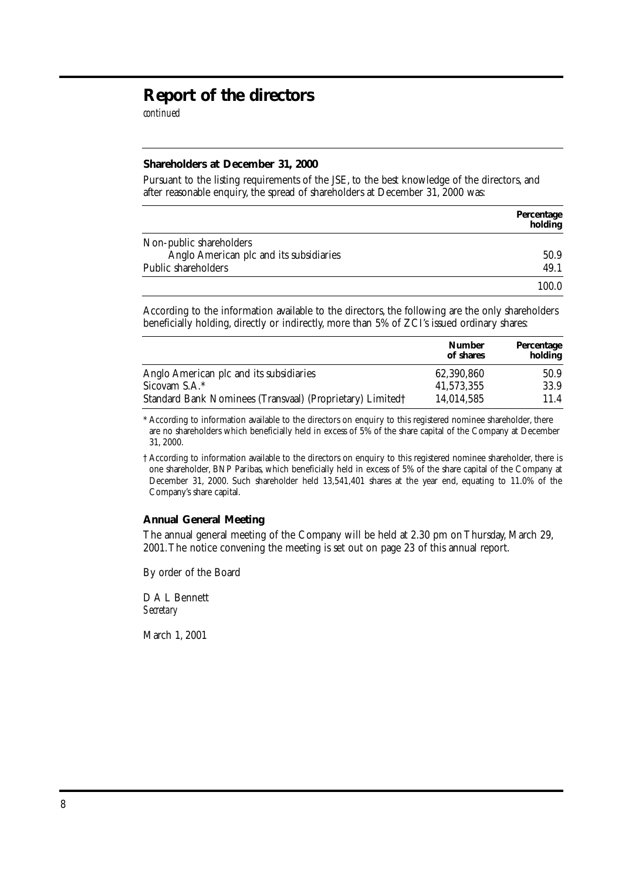# Report of the directors

*continued*

### Shareholders at December 31, 2000

Pursuant to the listing requirements of the JSE, to the best knowledge of the directors, and after reasonable enquiry, the spread of shareholders at December 31, 2000 was:

| | **Percentage holding** |
|---|---|
| Non-public shareholders | |
| Anglo American plc and its subsidiaries | 50.9 |
| Public shareholders | 49.1 |
| | 100.0 |

According to the information available to the directors, the following are the only shareholders beneficially holding, directly or indirectly, more than 5% of ZCI's issued ordinary shares:

| | **Number of shares** | **Percentage holding** |
|---|---|---|
| Anglo American plc and its subsidiaries | 62,390,860 | 50.9 |
| Sicovam S.A.* | 41,573,355 | 33.9 |
| Standard Bank Nominees (Transvaal) (Proprietary) Limited† | 14,014,585 | 11.4 |

\* According to information available to the directors on enquiry to this registered nominee shareholder, there are no shareholders which beneficially held in excess of 5% of the share capital of the Company at December 31, 2000.

† According to information available to the directors on enquiry to this registered nominee shareholder, there is one shareholder, BNP Paribas, which beneficially held in excess of 5% of the share capital of the Company at December 31, 2000. Such shareholder held 13,541,401 shares at the year end, equating to 11.0% of the Company's share capital.

### Annual General Meeting

The annual general meeting of the Company will be held at 2.30 pm on Thursday, March 29, 2001. The notice convening the meeting is set out on page 23 of this annual report.

By order of the Board

D A L Bennett
*Secretary*

March 1, 2001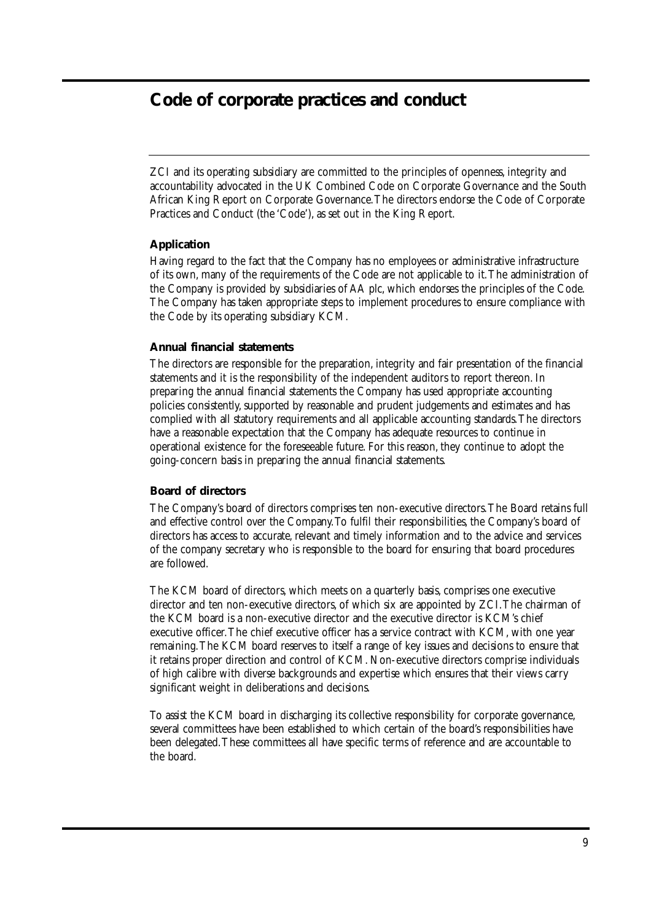# Code of corporate practices and conduct

ZCI and its operating subsidiary are committed to the principles of openness, integrity and accountability advocated in the UK Combined Code on Corporate Governance and the South African King Report on Corporate Governance. The directors endorse the Code of Corporate Practices and Conduct (the 'Code'), as set out in the King Report.

### Application

Having regard to the fact that the Company has no employees or administrative infrastructure of its own, many of the requirements of the Code are not applicable to it. The administration of the Company is provided by subsidiaries of AA plc, which endorses the principles of the Code. The Company has taken appropriate steps to implement procedures to ensure compliance with the Code by its operating subsidiary KCM.

### Annual financial statements

The directors are responsible for the preparation, integrity and fair presentation of the financial statements and it is the responsibility of the independent auditors to report thereon. In preparing the annual financial statements the Company has used appropriate accounting policies consistently, supported by reasonable and prudent judgements and estimates and has complied with all statutory requirements and all applicable accounting standards. The directors have a reasonable expectation that the Company has adequate resources to continue in operational existence for the foreseeable future. For this reason, they continue to adopt the going-concern basis in preparing the annual financial statements.

### Board of directors

The Company's board of directors comprises ten non-executive directors. The Board retains full and effective control over the Company. To fulfil their responsibilities, the Company's board of directors has access to accurate, relevant and timely information and to the advice and services of the company secretary who is responsible to the board for ensuring that board procedures are followed.

The KCM board of directors, which meets on a quarterly basis, comprises one executive director and ten non-executive directors, of which six are appointed by ZCI. The chairman of the KCM board is a non-executive director and the executive director is KCM's chief executive officer. The chief executive officer has a service contract with KCM, with one year remaining. The KCM board reserves to itself a range of key issues and decisions to ensure that it retains proper direction and control of KCM. Non-executive directors comprise individuals of high calibre with diverse backgrounds and expertise which ensures that their views carry significant weight in deliberations and decisions.

To assist the KCM board in discharging its collective responsibility for corporate governance, several committees have been established to which certain of the board's responsibilities have been delegated. These committees all have specific terms of reference and are accountable to the board.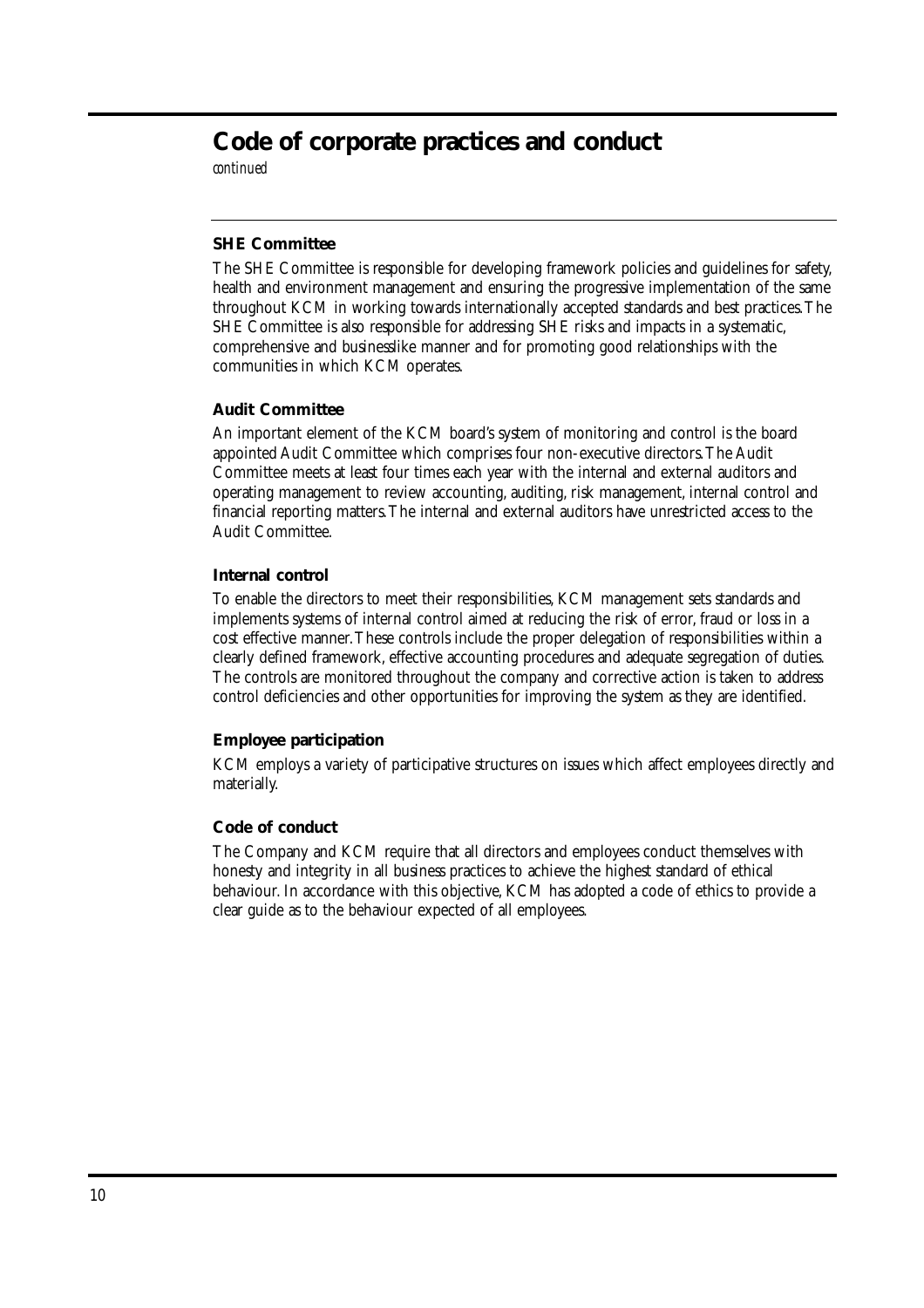# Code of corporate practices and conduct

*continued*

### SHE Committee

The SHE Committee is responsible for developing framework policies and guidelines for safety, health and environment management and ensuring the progressive implementation of the same throughout KCM in working towards internationally accepted standards and best practices. The SHE Committee is also responsible for addressing SHE risks and impacts in a systematic, comprehensive and businesslike manner and for promoting good relationships with the communities in which KCM operates.

### Audit Committee

An important element of the KCM board's system of monitoring and control is the board appointed Audit Committee which comprises four non-executive directors. The Audit Committee meets at least four times each year with the internal and external auditors and operating management to review accounting, auditing, risk management, internal control and financial reporting matters. The internal and external auditors have unrestricted access to the Audit Committee.

### Internal control

To enable the directors to meet their responsibilities, KCM management sets standards and implements systems of internal control aimed at reducing the risk of error, fraud or loss in a cost effective manner. These controls include the proper delegation of responsibilities within a clearly defined framework, effective accounting procedures and adequate segregation of duties. The controls are monitored throughout the company and corrective action is taken to address control deficiencies and other opportunities for improving the system as they are identified.

### Employee participation

KCM employs a variety of participative structures on issues which affect employees directly and materially.

### Code of conduct

The Company and KCM require that all directors and employees conduct themselves with honesty and integrity in all business practices to achieve the highest standard of ethical behaviour. In accordance with this objective, KCM has adopted a code of ethics to provide a clear guide as to the behaviour expected of all employees.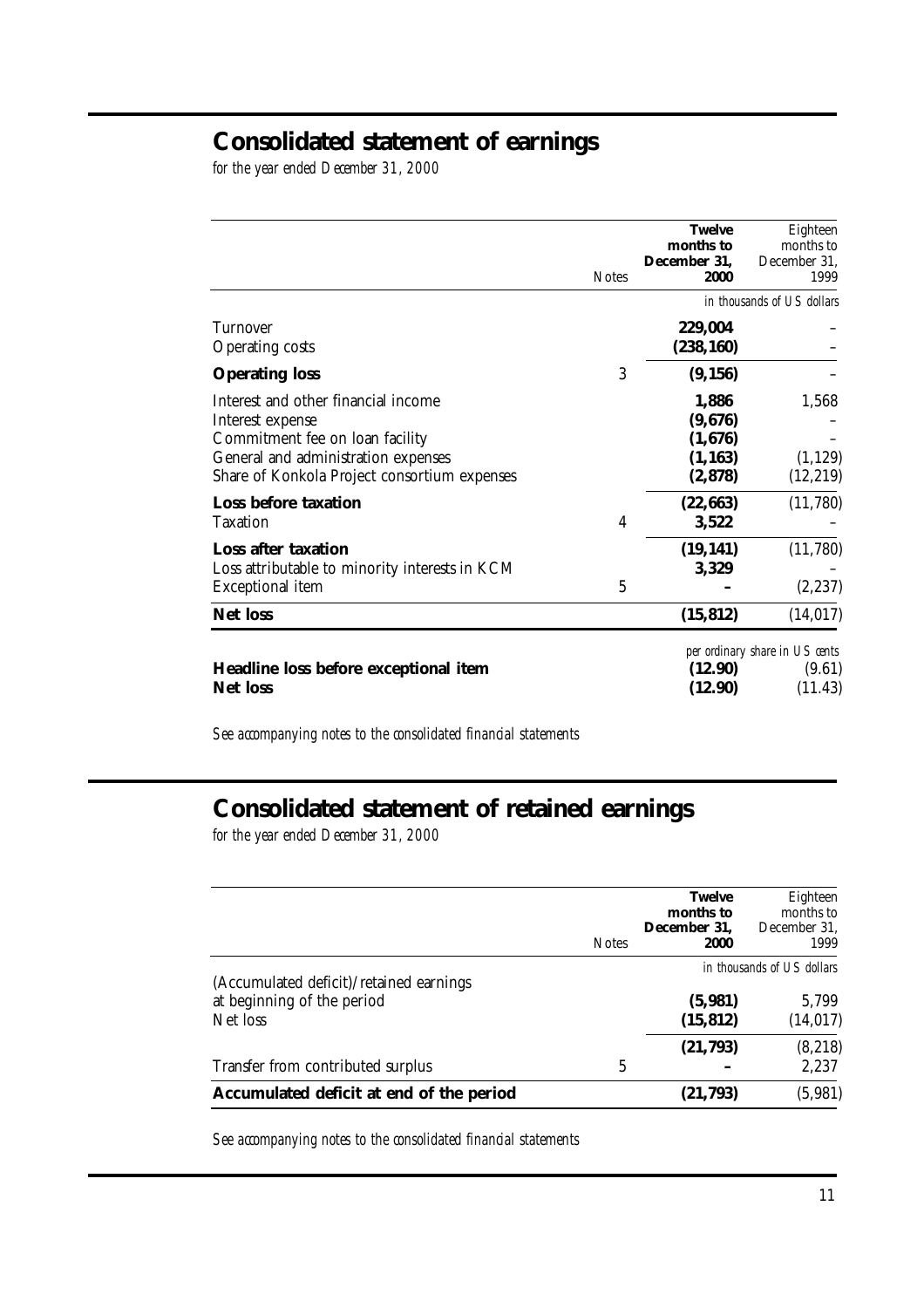# Consolidated statement of earnings

*for the year ended December 31, 2000*

| | Notes | **Twelve months to December 31, 2000** | Eighteen months to December 31, 1999 |
|---|---|---|---|
| | | | *in thousands of US dollars* |
| Turnover | | **229,004** | – |
| Operating costs | | **(238,160)** | – |
| **Operating loss** | 3 | **(9,156)** | – |
| Interest and other financial income | | **1,886** | 1,568 |
| Interest expense | | **(9,676)** | – |
| Commitment fee on loan facility | | **(1,676)** | – |
| General and administration expenses | | **(1,163)** | (1,129) |
| Share of Konkola Project consortium expenses | | **(2,878)** | (12,219) |
| **Loss before taxation** | | **(22,663)** | (11,780) |
| Taxation | 4 | **3,522** | – |
| **Loss after taxation** | | **(19,141)** | (11,780) |
| Loss attributable to minority interests in KCM | | **3,329** | – |
| Exceptional item | 5 | **–** | (2,237) |
| **Net loss** | | **(15,812)** | (14,017) |
| | | | *per ordinary share in US cents* |
| **Headline loss before exceptional item** | | **(12.90)** | (9.61) |
| **Net loss** | | **(12.90)** | (11.43) |

*See accompanying notes to the consolidated financial statements*

# Consolidated statement of retained earnings

*for the year ended December 31, 2000*

| | Notes | **Twelve months to December 31, 2000** | Eighteen months to December 31, 1999 |
|---|---|---|---|
| | | | *in thousands of US dollars* |
| (Accumulated deficit)/retained earnings at beginning of the period | | **(5,981)** | 5,799 |
| Net loss | | **(15,812)** | (14,017) |
| | | **(21,793)** | (8,218) |
| Transfer from contributed surplus | 5 | **–** | 2,237 |
| **Accumulated deficit at end of the period** | | **(21,793)** | (5,981) |

*See accompanying notes to the consolidated financial statements*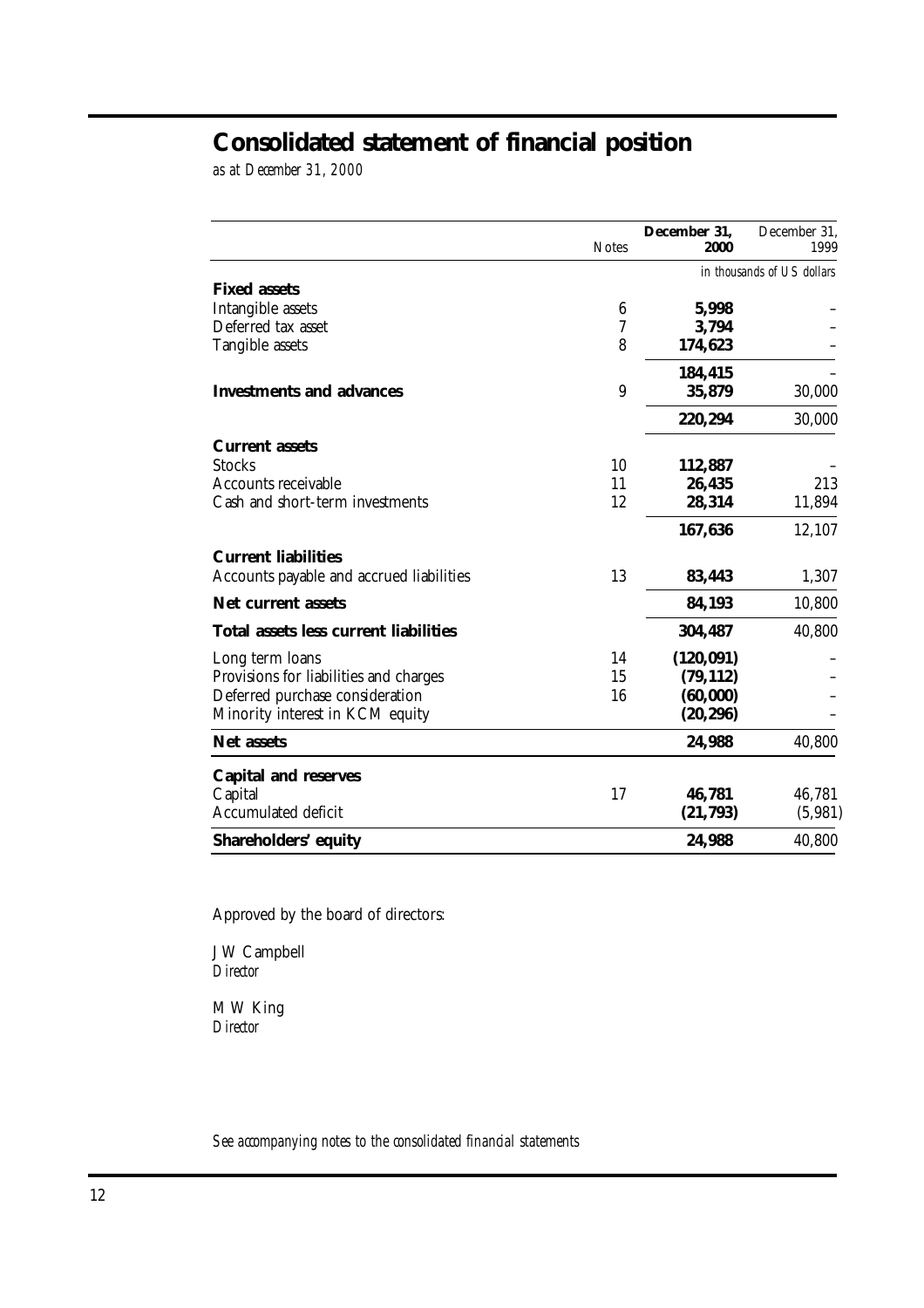# Consolidated statement of financial position

*as at December 31, 2000*

| | Notes | **December 31, 2000** | December 31, 1999 |
|---|---|---|---|
| | | *in thousands of US dollars* | |
| **Fixed assets** | | | |
| Intangible assets | 6 | **5,998** | – |
| Deferred tax asset | 7 | **3,794** | – |
| Tangible assets | 8 | **174,623** | – |
| | | **184,415** | – |
| **Investments and advances** | 9 | **35,879** | 30,000 |
| | | **220,294** | 30,000 |
| **Current assets** | | | |
| Stocks | 10 | **112,887** | – |
| Accounts receivable | 11 | **26,435** | 213 |
| Cash and short-term investments | 12 | **28,314** | 11,894 |
| | | **167,636** | 12,107 |
| **Current liabilities** | | | |
| Accounts payable and accrued liabilities | 13 | **83,443** | 1,307 |
| **Net current assets** | | **84,193** | 10,800 |
| **Total assets less current liabilities** | | **304,487** | 40,800 |
| Long term loans | 14 | **(120,091)** | – |
| Provisions for liabilities and charges | 15 | **(79,112)** | – |
| Deferred purchase consideration | 16 | **(60,000)** | – |
| Minority interest in KCM equity | | **(20,296)** | – |
| **Net assets** | | **24,988** | 40,800 |
| **Capital and reserves** | | | |
| Capital | 17 | **46,781** | 46,781 |
| Accumulated deficit | | **(21,793)** | (5,981) |
| **Shareholders' equity** | | **24,988** | 40,800 |

Approved by the board of directors:

J W Campbell
*Director*

M W King
*Director*

*See accompanying notes to the consolidated financial statements*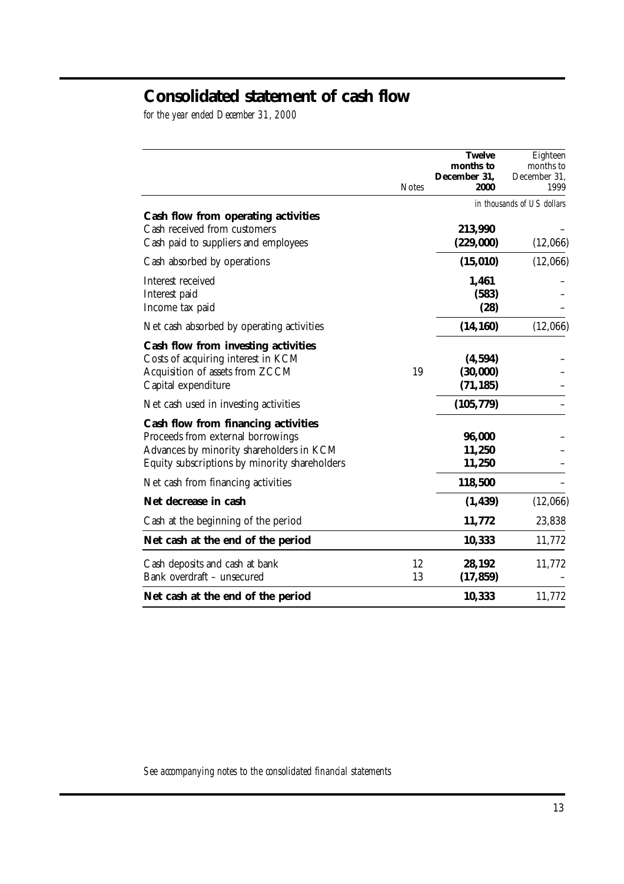# Consolidated statement of cash flow

*for the year ended December 31, 2000*

| | Notes | **Twelve months to December 31, 2000** | Eighteen months to December 31, 1999 |
|---|---|---|---|
| | | | *in thousands of US dollars* |
| **Cash flow from operating activities** | | | |
| Cash received from customers | | **213,990** | – |
| Cash paid to suppliers and employees | | **(229,000)** | (12,066) |
| Cash absorbed by operations | | **(15,010)** | (12,066) |
| Interest received | | **1,461** | – |
| Interest paid | | **(583)** | – |
| Income tax paid | | **(28)** | – |
| Net cash absorbed by operating activities | | **(14,160)** | (12,066) |
| **Cash flow from investing activities** | | | |
| Costs of acquiring interest in KCM | | **(4,594)** | – |
| Acquisition of assets from ZCCM | 19 | **(30,000)** | – |
| Capital expenditure | | **(71,185)** | – |
| Net cash used in investing activities | | **(105,779)** | – |
| **Cash flow from financing activities** | | | |
| Proceeds from external borrowings | | **96,000** | – |
| Advances by minority shareholders in KCM | | **11,250** | – |
| Equity subscriptions by minority shareholders | | **11,250** | – |
| Net cash from financing activities | | **118,500** | – |
| **Net decrease in cash** | | **(1,439)** | (12,066) |
| Cash at the beginning of the period | | **11,772** | 23,838 |
| **Net cash at the end of the period** | | **10,333** | 11,772 |
| Cash deposits and cash at bank | 12 | **28,192** | 11,772 |
| Bank overdraft – unsecured | 13 | **(17,859)** | – |
| **Net cash at the end of the period** | | **10,333** | 11,772 |

*See accompanying notes to the consolidated financial statements*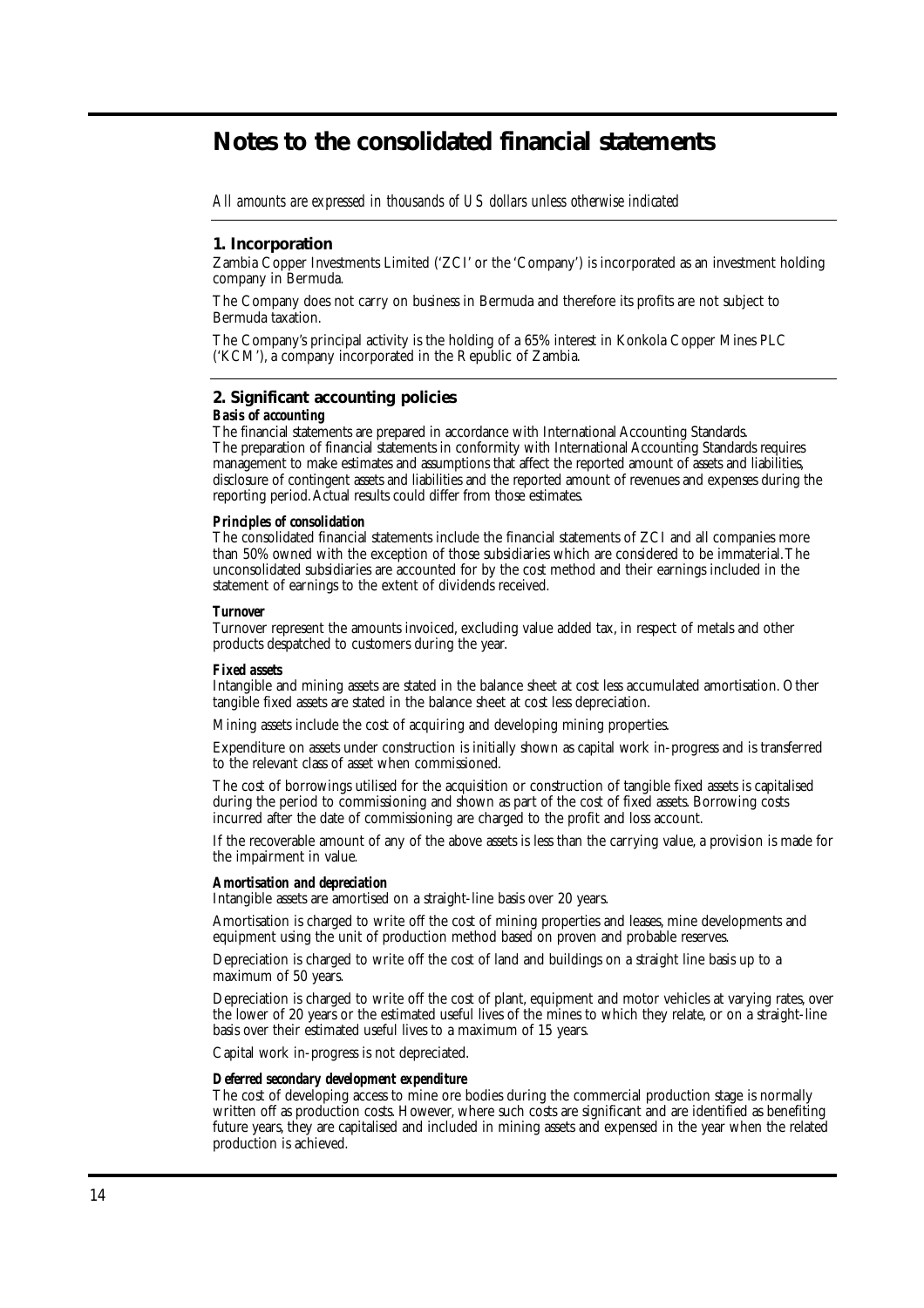# Notes to the consolidated financial statements

*All amounts are expressed in thousands of US dollars unless otherwise indicated*

## 1. Incorporation

Zambia Copper Investments Limited ('ZCI' or the 'Company') is incorporated as an investment holding company in Bermuda.

The Company does not carry on business in Bermuda and therefore its profits are not subject to Bermuda taxation.

The Company's principal activity is the holding of a 65% interest in Konkola Copper Mines PLC ('KCM'), a company incorporated in the Republic of Zambia.

## 2. Significant accounting policies

***Basis of accounting***

The financial statements are prepared in accordance with International Accounting Standards. The preparation of financial statements in conformity with International Accounting Standards requires management to make estimates and assumptions that affect the reported amount of assets and liabilities, disclosure of contingent assets and liabilities and the reported amount of revenues and expenses during the reporting period. Actual results could differ from those estimates.

***Principles of consolidation***

The consolidated financial statements include the financial statements of ZCI and all companies more than 50% owned with the exception of those subsidiaries which are considered to be immaterial. The unconsolidated subsidiaries are accounted for by the cost method and their earnings included in the statement of earnings to the extent of dividends received.

***Turnover***

Turnover represent the amounts invoiced, excluding value added tax, in respect of metals and other products despatched to customers during the year.

***Fixed assets***

Intangible and mining assets are stated in the balance sheet at cost less accumulated amortisation. Other tangible fixed assets are stated in the balance sheet at cost less depreciation.

Mining assets include the cost of acquiring and developing mining properties.

Expenditure on assets under construction is initially shown as capital work in-progress and is transferred to the relevant class of asset when commissioned.

The cost of borrowings utilised for the acquisition or construction of tangible fixed assets is capitalised during the period to commissioning and shown as part of the cost of fixed assets. Borrowing costs incurred after the date of commissioning are charged to the profit and loss account.

If the recoverable amount of any of the above assets is less than the carrying value, a provision is made for the impairment in value.

***Amortisation and depreciation***

Intangible assets are amortised on a straight-line basis over 20 years.

Amortisation is charged to write off the cost of mining properties and leases, mine developments and equipment using the unit of production method based on proven and probable reserves.

Depreciation is charged to write off the cost of land and buildings on a straight line basis up to a maximum of 50 years.

Depreciation is charged to write off the cost of plant, equipment and motor vehicles at varying rates, over the lower of 20 years or the estimated useful lives of the mines to which they relate, or on a straight-line basis over their estimated useful lives to a maximum of 15 years.

Capital work in-progress is not depreciated.

***Deferred secondary development expenditure***

The cost of developing access to mine ore bodies during the commercial production stage is normally written off as production costs. However, where such costs are significant and are identified as benefiting future years, they are capitalised and included in mining assets and expensed in the year when the related production is achieved.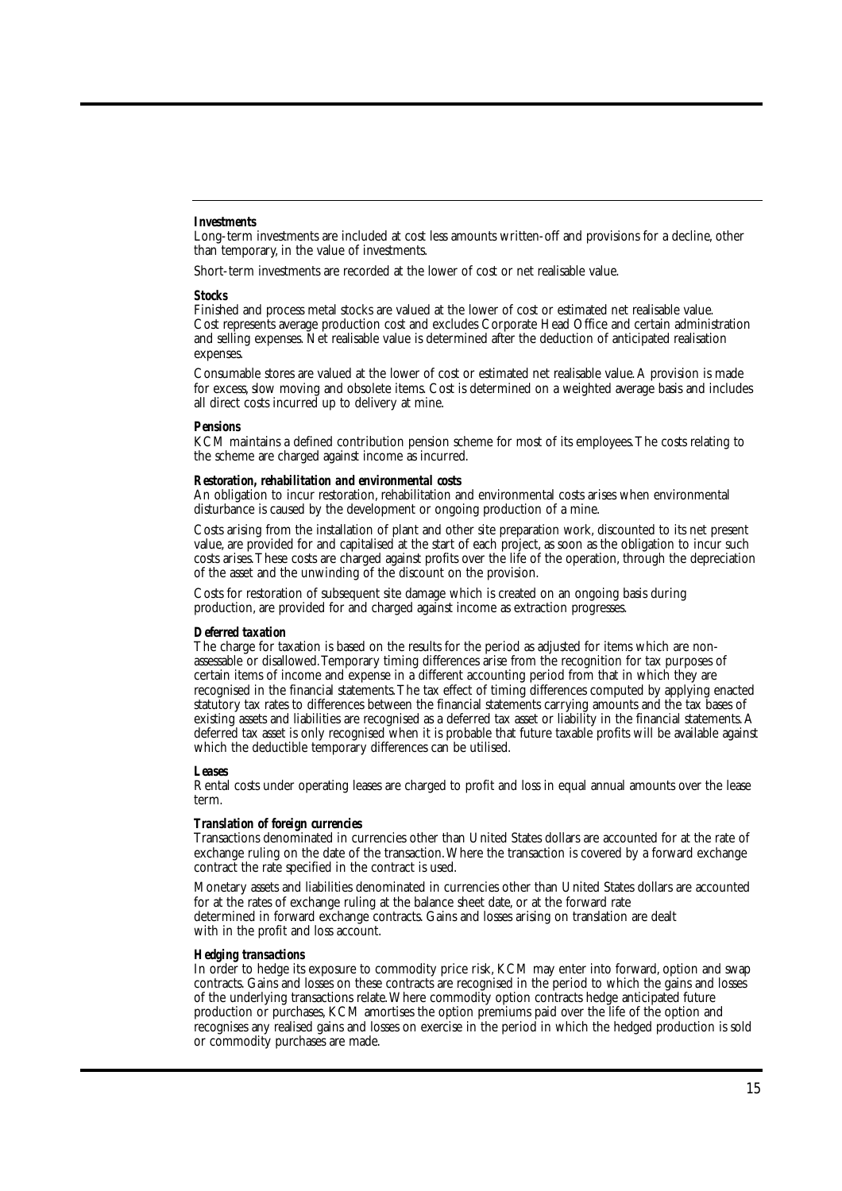***Investments***

Long-term investments are included at cost less amounts written-off and provisions for a decline, other than temporary, in the value of investments.

Short-term investments are recorded at the lower of cost or net realisable value.

***Stocks***

Finished and process metal stocks are valued at the lower of cost or estimated net realisable value. Cost represents average production cost and excludes Corporate Head Office and certain administration and selling expenses. Net realisable value is determined after the deduction of anticipated realisation expenses.

Consumable stores are valued at the lower of cost or estimated net realisable value. A provision is made for excess, slow moving and obsolete items. Cost is determined on a weighted average basis and includes all direct costs incurred up to delivery at mine.

***Pensions***

KCM maintains a defined contribution pension scheme for most of its employees. The costs relating to the scheme are charged against income as incurred.

***Restoration, rehabilitation and environmental costs***

An obligation to incur restoration, rehabilitation and environmental costs arises when environmental disturbance is caused by the development or ongoing production of a mine.

Costs arising from the installation of plant and other site preparation work, discounted to its net present value, are provided for and capitalised at the start of each project, as soon as the obligation to incur such costs arises. These costs are charged against profits over the life of the operation, through the depreciation of the asset and the unwinding of the discount on the provision.

Costs for restoration of subsequent site damage which is created on an ongoing basis during production, are provided for and charged against income as extraction progresses.

***Deferred taxation***

The charge for taxation is based on the results for the period as adjusted for items which are non-assessable or disallowed. Temporary timing differences arise from the recognition for tax purposes of certain items of income and expense in a different accounting period from that in which they are recognised in the financial statements. The tax effect of timing differences computed by applying enacted statutory tax rates to differences between the financial statements carrying amounts and the tax bases of existing assets and liabilities are recognised as a deferred tax asset or liability in the financial statements. A deferred tax asset is only recognised when it is probable that future taxable profits will be available against which the deductible temporary differences can be utilised.

***Leases***

Rental costs under operating leases are charged to profit and loss in equal annual amounts over the lease term.

***Translation of foreign currencies***

Transactions denominated in currencies other than United States dollars are accounted for at the rate of exchange ruling on the date of the transaction. Where the transaction is covered by a forward exchange contract the rate specified in the contract is used.

Monetary assets and liabilities denominated in currencies other than United States dollars are accounted for at the rates of exchange ruling at the balance sheet date, or at the forward rate determined in forward exchange contracts. Gains and losses arising on translation are dealt with in the profit and loss account.

***Hedging transactions***

In order to hedge its exposure to commodity price risk, KCM may enter into forward, option and swap contracts. Gains and losses on these contracts are recognised in the period to which the gains and losses of the underlying transactions relate. Where commodity option contracts hedge anticipated future production or purchases, KCM amortises the option premiums paid over the life of the option and recognises any realised gains and losses on exercise in the period in which the hedged production is sold or commodity purchases are made.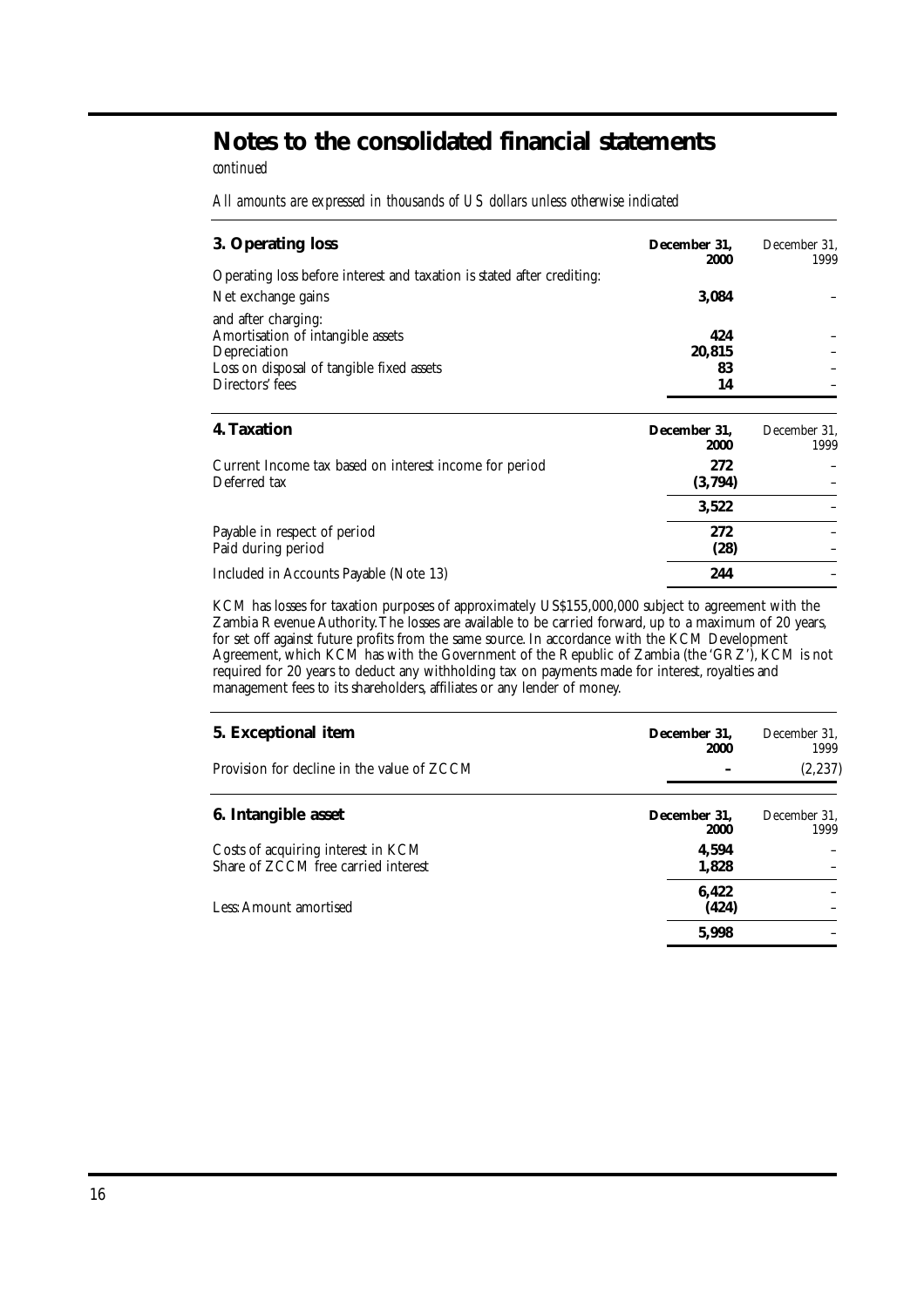# Notes to the consolidated financial statements

*continued*

*All amounts are expressed in thousands of US dollars unless otherwise indicated*

| **3. Operating loss** | **December 31, 2000** | December 31, 1999 |
|---|---|---|
| Operating loss before interest and taxation is stated after crediting: | | |
| Net exchange gains | **3,084** | – |
| and after charging: | | |
| Amortisation of intangible assets | **424** | – |
| Depreciation | **20,815** | – |
| Loss on disposal of tangible fixed assets | **83** | – |
| Directors' fees | **14** | – |

| **4. Taxation** | **December 31, 2000** | December 31, 1999 |
|---|---|---|
| Current Income tax based on interest income for period | **272** | – |
| Deferred tax | **(3,794)** | – |
| | **3,522** | – |
| Payable in respect of period | **272** | – |
| Paid during period | **(28)** | – |
| Included in Accounts Payable (Note 13) | **244** | – |

KCM has losses for taxation purposes of approximately US$155,000,000 subject to agreement with the Zambia Revenue Authority. The losses are available to be carried forward, up to a maximum of 20 years, for set off against future profits from the same source. In accordance with the KCM Development Agreement, which KCM has with the Government of the Republic of Zambia (the 'GRZ'), KCM is not required for 20 years to deduct any withholding tax on payments made for interest, royalties and management fees to its shareholders, affiliates or any lender of money.

| **5. Exceptional item** | **December 31, 2000** | December 31, 1999 |
|---|---|---|
| Provision for decline in the value of ZCCM | **–** | (2,237) |

| **6. Intangible asset** | **December 31, 2000** | December 31, 1999 |
|---|---|---|
| Costs of acquiring interest in KCM | **4,594** | – |
| Share of ZCCM free carried interest | **1,828** | – |
| | **6,422** | – |
| Less: Amount amortised | **(424)** | – |
| | **5,998** | – |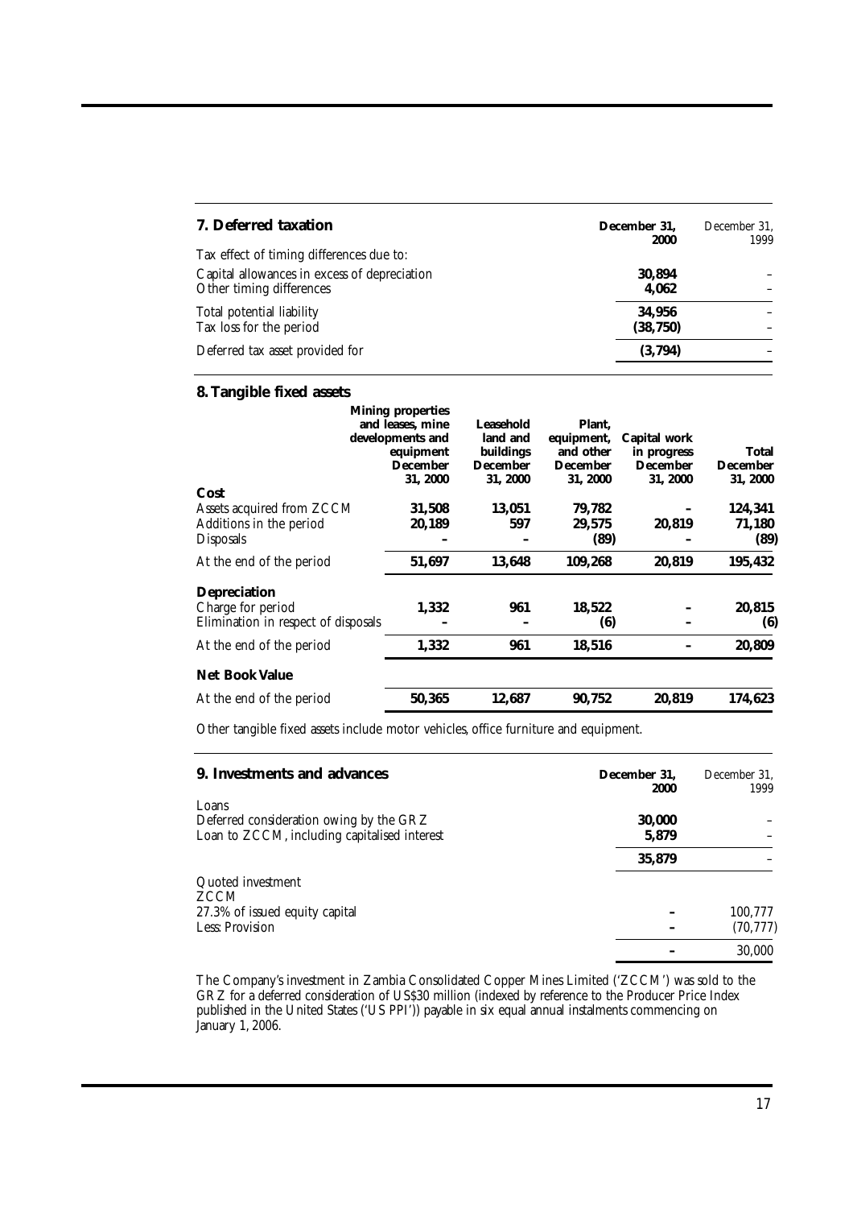## 7. Deferred taxation

| | December 31, 2000 | December 31, 1999 |
|---|---|---|
| Tax effect of timing differences due to: | | |
| Capital allowances in excess of depreciation | **30,894** | – |
| Other timing differences | **4,062** | – |
| Total potential liability | **34,956** | – |
| Tax loss for the period | **(38,750)** | – |
| Deferred tax asset provided for | **(3,794)** | – |

## 8. Tangible fixed assets

| | Mining properties and leases, mine developments and equipment December 31, 2000 | Leasehold land and buildings December 31, 2000 | Plant, equipment, and other December 31, 2000 | Capital work in progress December 31, 2000 | Total December 31, 2000 |
|---|---|---|---|---|---|
| **Cost** | | | | | |
| Assets acquired from ZCCM | **31,508** | **13,051** | **79,782** | **–** | **124,341** |
| Additions in the period | **20,189** | **597** | **29,575** | **20,819** | **71,180** |
| Disposals | **–** | **–** | **(89)** | **–** | **(89)** |
| At the end of the period | **51,697** | **13,648** | **109,268** | **20,819** | **195,432** |
| **Depreciation** | | | | | |
| Charge for period | **1,332** | **961** | **18,522** | **–** | **20,815** |
| Elimination in respect of disposals | **–** | **–** | **(6)** | **–** | **(6)** |
| At the end of the period | **1,332** | **961** | **18,516** | **–** | **20,809** |
| **Net Book Value** | | | | | |
| At the end of the period | **50,365** | **12,687** | **90,752** | **20,819** | **174,623** |

Other tangible fixed assets include motor vehicles, office furniture and equipment.

## 9. Investments and advances

| | December 31, 2000 | December 31, 1999 |
|---|---|---|
| Loans | | |
| Deferred consideration owing by the GRZ | **30,000** | – |
| Loan to ZCCM, including capitalised interest | **5,879** | – |
| | **35,879** | – |
| Quoted investment | | |
| ZCCM | | |
| 27.3% of issued equity capital | **–** | 100,777 |
| Less: Provision | **–** | (70,777) |
| | **–** | 30,000 |

The Company's investment in Zambia Consolidated Copper Mines Limited ('ZCCM') was sold to the GRZ for a deferred consideration of US$30 million (indexed by reference to the Producer Price Index published in the United States ('US PPI')) payable in six equal annual instalments commencing on January 1, 2006.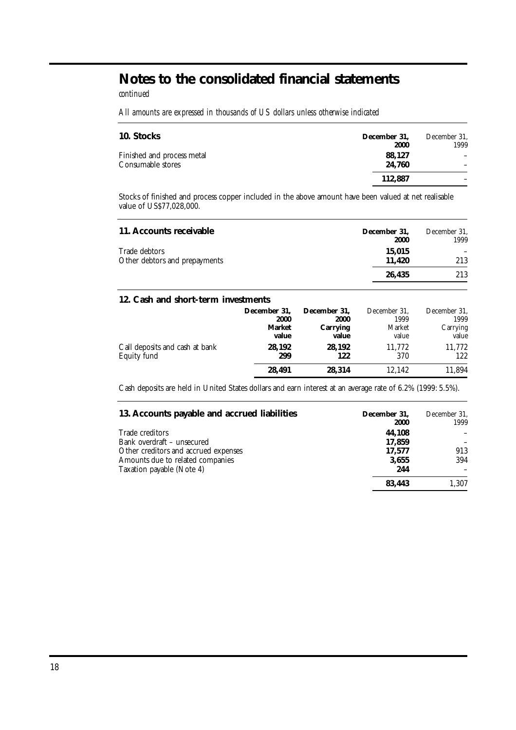# Notes to the consolidated financial statements

*continued*

*All amounts are expressed in thousands of US dollars unless otherwise indicated*

| **10. Stocks** | **December 31, 2000** | December 31, 1999 |
|---|---|---|
| Finished and process metal | **88,127** | – |
| Consumable stores | **24,760** | – |
| | **112,887** | – |

Stocks of finished and process copper included in the above amount have been valued at net realisable value of US$77,028,000.

| **11. Accounts receivable** | **December 31, 2000** | December 31, 1999 |
|---|---|---|
| Trade debtors | **15,015** | – |
| Other debtors and prepayments | **11,420** | 213 |
| | **26,435** | 213 |

| **12. Cash and short-term investments** | **December 31, 2000 Market value** | **December 31, 2000 Carrying value** | December 31, 1999 Market value | December 31, 1999 Carrying value |
|---|---|---|---|---|
| Call deposits and cash at bank | **28,192** | **28,192** | 11,772 | 11,772 |
| Equity fund | **299** | **122** | 370 | 122 |
| | **28,491** | **28,314** | 12,142 | 11,894 |

Cash deposits are held in United States dollars and earn interest at an average rate of 6.2% (1999: 5.5%).

| **13. Accounts payable and accrued liabilities** | **December 31, 2000** | December 31, 1999 |
|---|---|---|
| Trade creditors | **44,108** | – |
| Bank overdraft – unsecured | **17,859** | – |
| Other creditors and accrued expenses | **17,577** | 913 |
| Amounts due to related companies | **3,655** | 394 |
| Taxation payable (Note 4) | **244** | – |
| | **83,443** | 1,307 |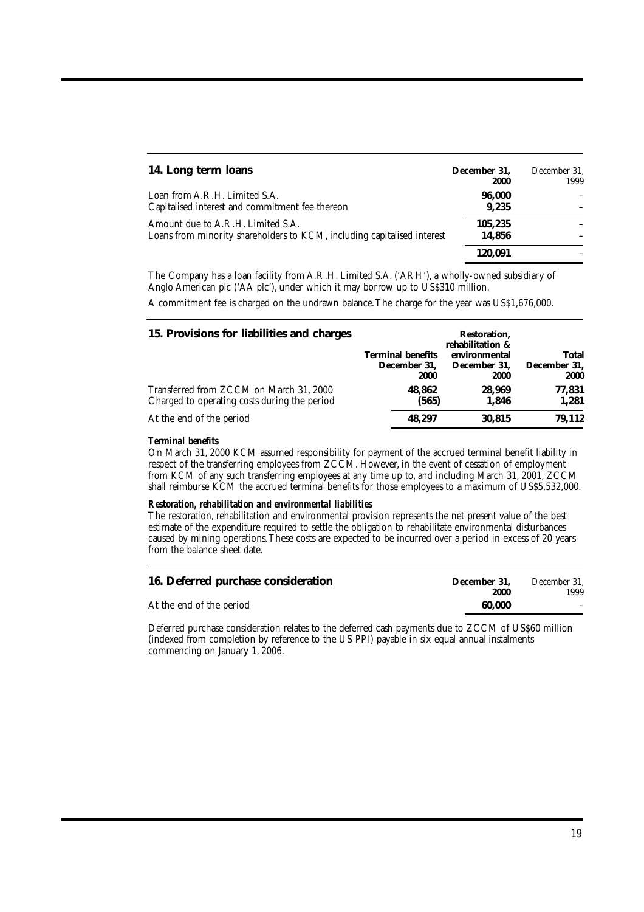## 14. Long term loans

| | December 31, 2000 | December 31, 1999 |
|---|---|---|
| Loan from A.R.H. Limited S.A. | **96,000** | – |
| Capitalised interest and commitment fee thereon | **9,235** | – |
| Amount due to A.R.H. Limited S.A. | **105,235** | – |
| Loans from minority shareholders to KCM, including capitalised interest | **14,856** | – |
| | **120,091** | – |

The Company has a loan facility from A.R.H. Limited S.A. ('ARH'), a wholly-owned subsidiary of Anglo American plc ('AA plc'), under which it may borrow up to US$310 million.

A commitment fee is charged on the undrawn balance. The charge for the year was US$1,676,000.

## 15. Provisions for liabilities and charges

| | Terminal benefits December 31, 2000 | Restoration, rehabilitation & environmental December 31, 2000 | Total December 31, 2000 |
|---|---|---|---|
| Transferred from ZCCM on March 31, 2000 | **48,862** | **28,969** | **77,831** |
| Charged to operating costs during the period | **(565)** | **1,846** | **1,281** |
| At the end of the period | **48,297** | **30,815** | **79,112** |

***Terminal benefits***

On March 31, 2000 KCM assumed responsibility for payment of the accrued terminal benefit liability in respect of the transferring employees from ZCCM. However, in the event of cessation of employment from KCM of any such transferring employees at any time up to, and including March 31, 2001, ZCCM shall reimburse KCM the accrued terminal benefits for those employees to a maximum of US$5,532,000.

***Restoration, rehabilitation and environmental liabilities***

The restoration, rehabilitation and environmental provision represents the net present value of the best estimate of the expenditure required to settle the obligation to rehabilitate environmental disturbances caused by mining operations. These costs are expected to be incurred over a period in excess of 20 years from the balance sheet date.

## 16. Deferred purchase consideration

| | December 31, 2000 | December 31, 1999 |
|---|---|---|
| At the end of the period | **60,000** | – |

Deferred purchase consideration relates to the deferred cash payments due to ZCCM of US$60 million (indexed from completion by reference to the US PPI) payable in six equal annual instalments commencing on January 1, 2006.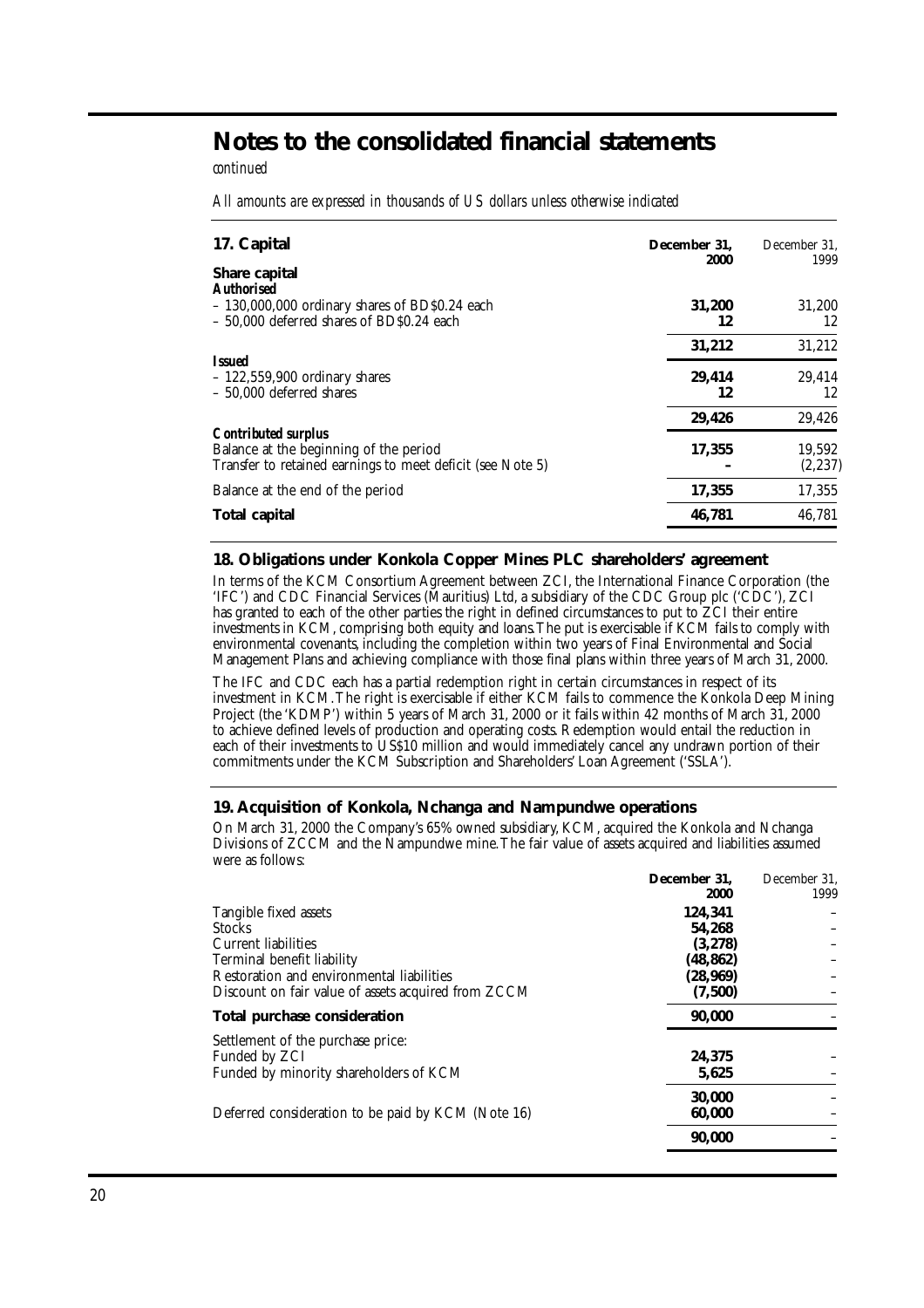# Notes to the consolidated financial statements

*continued*

*All amounts are expressed in thousands of US dollars unless otherwise indicated*

| **17. Capital** | **December 31, 2000** | December 31, 1999 |
|---|---|---|
| **Share capital** | | |
| ***Authorised*** | | |
| – 130,000,000 ordinary shares of BD$0.24 each | **31,200** | 31,200 |
| – 50,000 deferred shares of BD$0.24 each | **12** | 12 |
| | **31,212** | 31,212 |
| ***Issued*** | | |
| – 122,559,900 ordinary shares | **29,414** | 29,414 |
| – 50,000 deferred shares | **12** | 12 |
| | **29,426** | 29,426 |
| ***Contributed surplus*** | | |
| Balance at the beginning of the period | **17,355** | 19,592 |
| Transfer to retained earnings to meet deficit (see Note 5) | **–** | (2,237) |
| Balance at the end of the period | **17,355** | 17,355 |
| **Total capital** | **46,781** | 46,781 |

## 18. Obligations under Konkola Copper Mines PLC shareholders' agreement

In terms of the KCM Consortium Agreement between ZCI, the International Finance Corporation (the 'IFC') and CDC Financial Services (Mauritius) Ltd, a subsidiary of the CDC Group plc ('CDC'), ZCI has granted to each of the other parties the right in defined circumstances to put to ZCI their entire investments in KCM, comprising both equity and loans. The put is exercisable if KCM fails to comply with environmental covenants, including the completion within two years of Final Environmental and Social Management Plans and achieving compliance with those final plans within three years of March 31, 2000.

The IFC and CDC each has a partial redemption right in certain circumstances in respect of its investment in KCM. The right is exercisable if either KCM fails to commence the Konkola Deep Mining Project (the 'KDMP') within 5 years of March 31, 2000 or it fails within 42 months of March 31, 2000 to achieve defined levels of production and operating costs. Redemption would entail the reduction in each of their investments to US$10 million and would immediately cancel any undrawn portion of their commitments under the KCM Subscription and Shareholders' Loan Agreement ('SSLA').

## 19. Acquisition of Konkola, Nchanga and Nampundwe operations

On March 31, 2000 the Company's 65% owned subsidiary, KCM, acquired the Konkola and Nchanga Divisions of ZCCM and the Nampundwe mine. The fair value of assets acquired and liabilities assumed were as follows:

| | **December 31, 2000** | December 31, 1999 |
|---|---|---|
| Tangible fixed assets | **124,341** | – |
| Stocks | **54,268** | – |
| Current liabilities | **(3,278)** | – |
| Terminal benefit liability | **(48,862)** | – |
| Restoration and environmental liabilities | **(28,969)** | – |
| Discount on fair value of assets acquired from ZCCM | **(7,500)** | – |
| **Total purchase consideration** | **90,000** | – |
| Settlement of the purchase price: | | |
| Funded by ZCI | **24,375** | – |
| Funded by minority shareholders of KCM | **5,625** | – |
| | **30,000** | – |
| Deferred consideration to be paid by KCM (Note 16) | **60,000** | – |
| | **90,000** | – |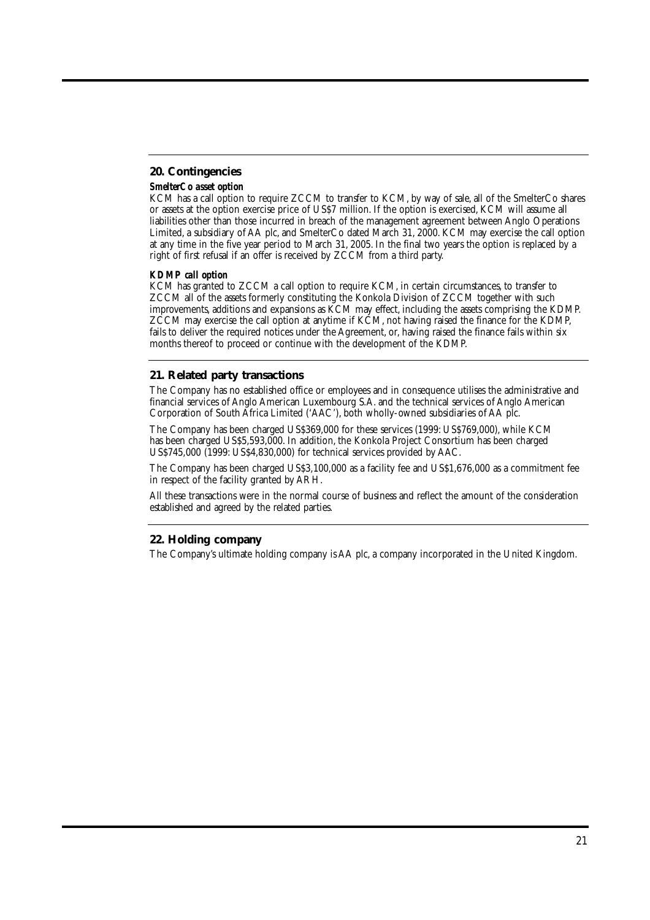## 20. Contingencies

***SmelterCo asset option***

KCM has a call option to require ZCCM to transfer to KCM, by way of sale, all of the SmelterCo shares or assets at the option exercise price of US$7 million. If the option is exercised, KCM will assume all liabilities other than those incurred in breach of the management agreement between Anglo Operations Limited, a subsidiary of AA plc, and SmelterCo dated March 31, 2000. KCM may exercise the call option at any time in the five year period to March 31, 2005. In the final two years the option is replaced by a right of first refusal if an offer is received by ZCCM from a third party.

***KDMP call option***

KCM has granted to ZCCM a call option to require KCM, in certain circumstances, to transfer to ZCCM all of the assets formerly constituting the Konkola Division of ZCCM together with such improvements, additions and expansions as KCM may effect, including the assets comprising the KDMP. ZCCM may exercise the call option at anytime if KCM, not having raised the finance for the KDMP, fails to deliver the required notices under the Agreement, or, having raised the finance fails within six months thereof to proceed or continue with the development of the KDMP.

## 21. Related party transactions

The Company has no established office or employees and in consequence utilises the administrative and financial services of Anglo American Luxembourg S.A. and the technical services of Anglo American Corporation of South Africa Limited ('AAC'), both wholly-owned subsidiaries of AA plc.

The Company has been charged US$369,000 for these services (1999: US$769,000), while KCM has been charged US$5,593,000. In addition, the Konkola Project Consortium has been charged US$745,000 (1999: US$4,830,000) for technical services provided by AAC.

The Company has been charged US$3,100,000 as a facility fee and US$1,676,000 as a commitment fee in respect of the facility granted by ARH.

All these transactions were in the normal course of business and reflect the amount of the consideration established and agreed by the related parties.

## 22. Holding company

The Company's ultimate holding company is AA plc, a company incorporated in the United Kingdom.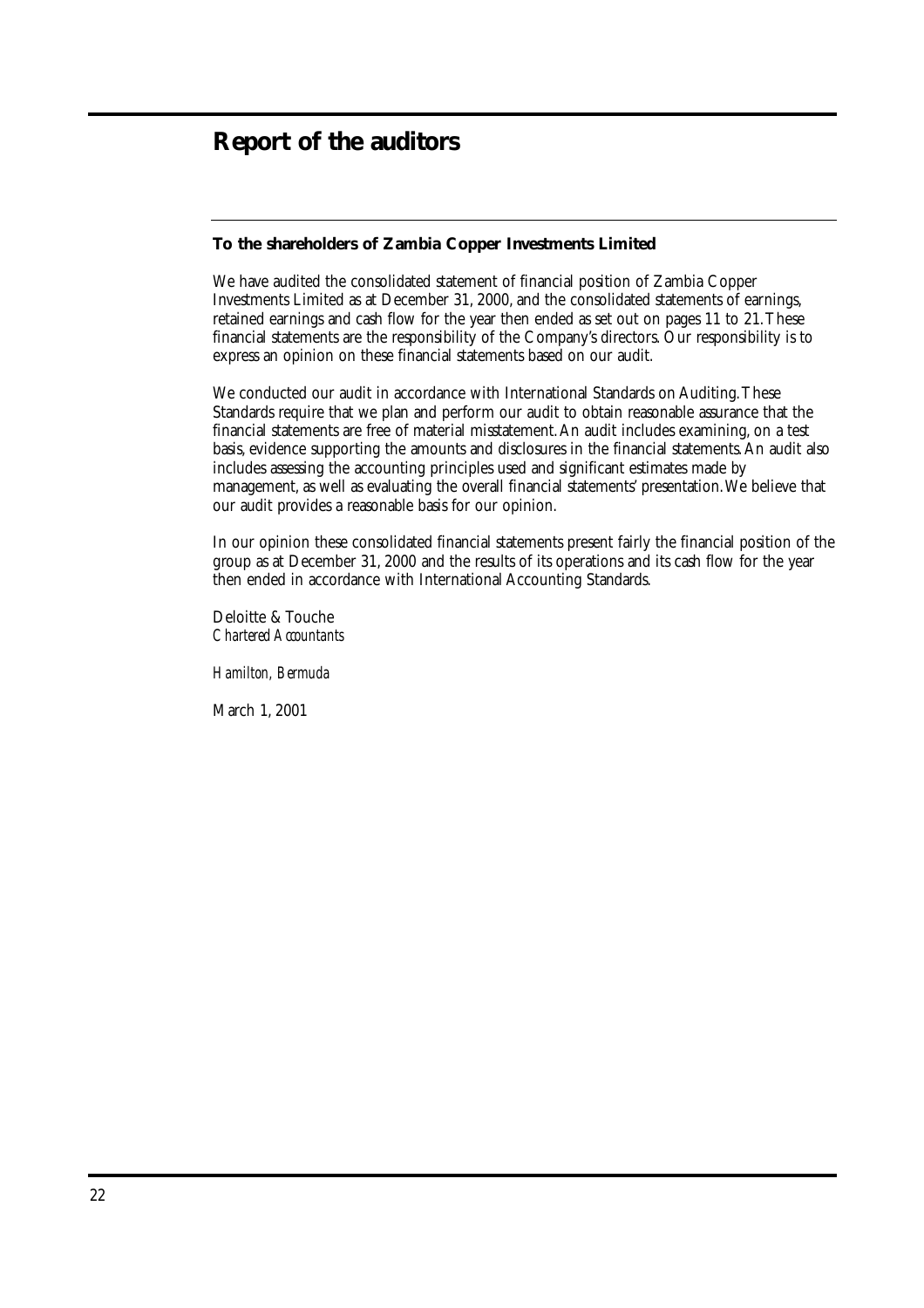# Report of the auditors

**To the shareholders of Zambia Copper Investments Limited**

We have audited the consolidated statement of financial position of Zambia Copper Investments Limited as at December 31, 2000, and the consolidated statements of earnings, retained earnings and cash flow for the year then ended as set out on pages 11 to 21. These financial statements are the responsibility of the Company's directors. Our responsibility is to express an opinion on these financial statements based on our audit.

We conducted our audit in accordance with International Standards on Auditing. These Standards require that we plan and perform our audit to obtain reasonable assurance that the financial statements are free of material misstatement. An audit includes examining, on a test basis, evidence supporting the amounts and disclosures in the financial statements. An audit also includes assessing the accounting principles used and significant estimates made by management, as well as evaluating the overall financial statements' presentation. We believe that our audit provides a reasonable basis for our opinion.

In our opinion these consolidated financial statements present fairly the financial position of the group as at December 31, 2000 and the results of its operations and its cash flow for the year then ended in accordance with International Accounting Standards.

Deloitte & Touche
*Chartered Accountants*

*Hamilton, Bermuda*

March 1, 2001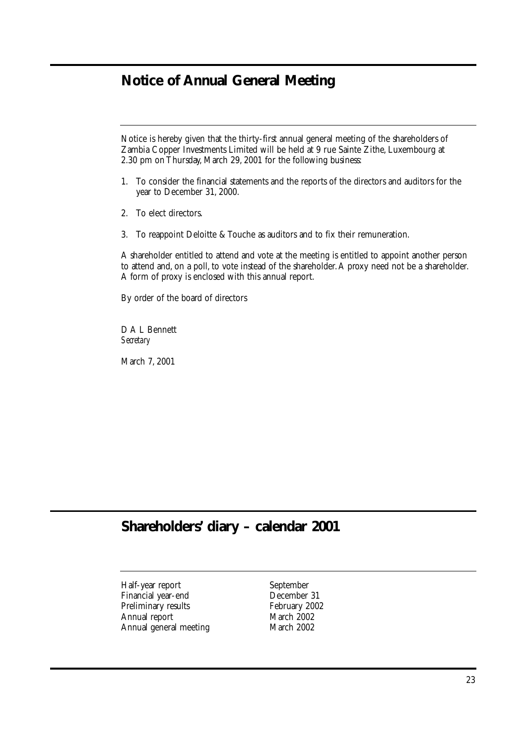## Notice of Annual General Meeting

Notice is hereby given that the thirty-first annual general meeting of the shareholders of Zambia Copper Investments Limited will be held at 9 rue Sainte Zithe, Luxembourg at 2.30 pm on Thursday, March 29, 2001 for the following business:

1. To consider the financial statements and the reports of the directors and auditors for the year to December 31, 2000.
2. To elect directors.
3. To reappoint Deloitte & Touche as auditors and to fix their remuneration.

A shareholder entitled to attend and vote at the meeting is entitled to appoint another person to attend and, on a poll, to vote instead of the shareholder. A proxy need not be a shareholder. A form of proxy is enclosed with this annual report.

By order of the board of directors

D A L Bennett
*Secretary*

March 7, 2001

## Shareholders' diary – calendar 2001

| | |
|---|---|
| Half-year report | September |
| Financial year-end | December 31 |
| Preliminary results | February 2002 |
| Annual report | March 2002 |
| Annual general meeting | March 2002 |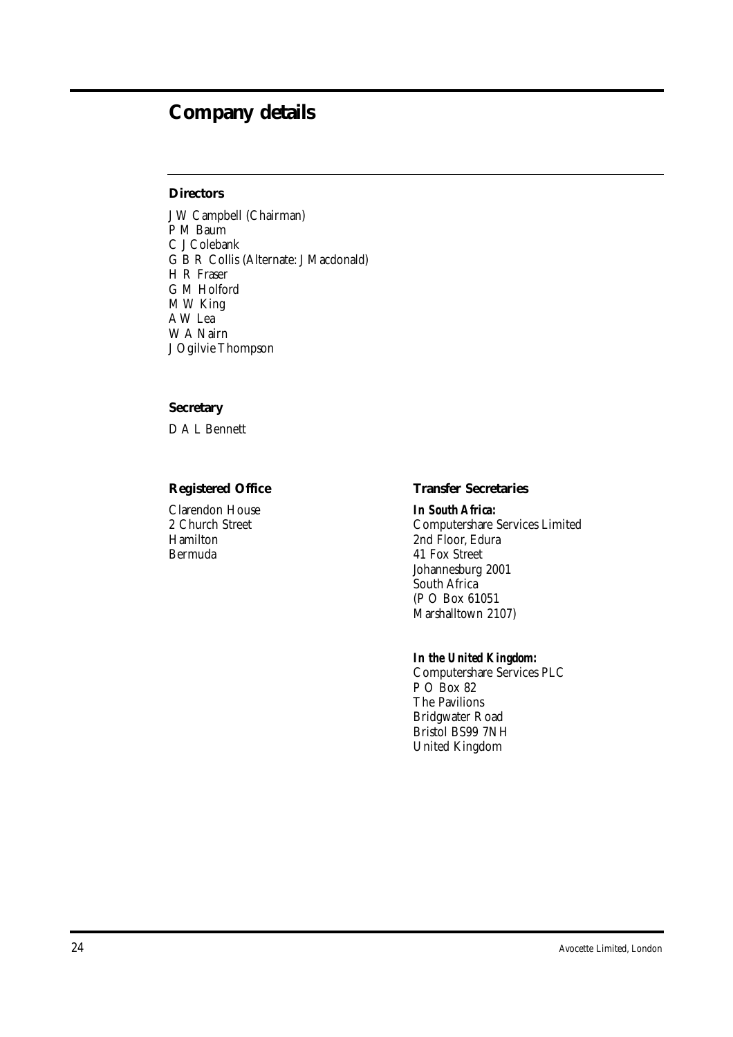# Company details

### Directors

J W Campbell (Chairman)
P M Baum
C J Colebank
G B R Collis (Alternate: J Macdonald)
H R Fraser
G M Holford
M W King
A W Lea
W A Nairn
J Ogilvie Thompson

### Secretary

D A L Bennett

### Registered Office

Clarendon House
2 Church Street
Hamilton
Bermuda

### Transfer Secretaries

***In South Africa:***
Computershare Services Limited
2nd Floor, Edura
41 Fox Street
Johannesburg 2001
South Africa
(P O Box 61051
Marshalltown 2107)

***In the United Kingdom:***
Computershare Services PLC
P O Box 82
The Pavilions
Bridgwater Road
Bristol BS99 7NH
United Kingdom